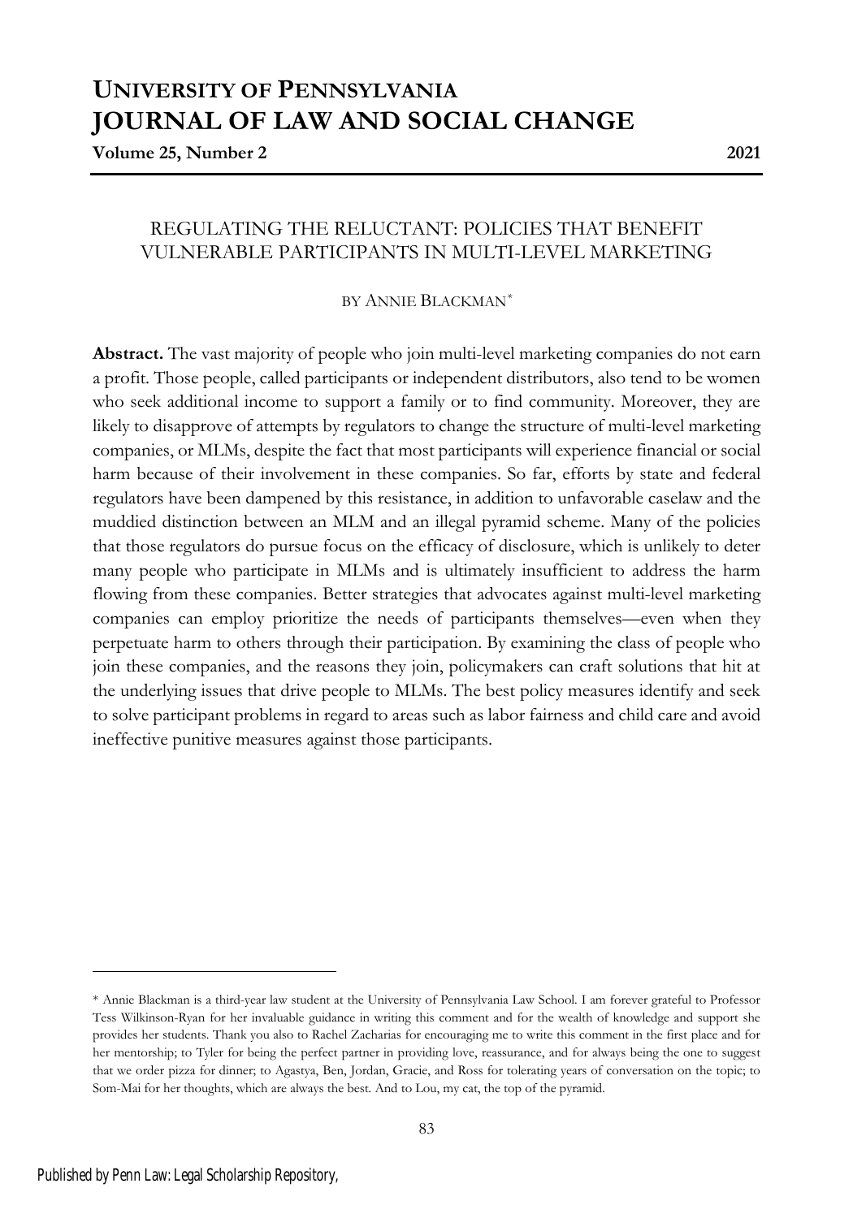# UNIVERSITY OF PENNSYLVANIA JOURNAL OF LAW AND SOCIAL CHANGE

**Volume 25, Number 2** **2021**

## REGULATING THE RELUCTANT: POLICIES THAT BENEFIT VULNERABLE PARTICIPANTS IN MULTI-LEVEL MARKETING

BY ANNIE BLACKMAN*

**Abstract.** The vast majority of people who join multi-level marketing companies do not earn a profit. Those people, called participants or independent distributors, also tend to be women who seek additional income to support a family or to find community. Moreover, they are likely to disapprove of attempts by regulators to change the structure of multi-level marketing companies, or MLMs, despite the fact that most participants will experience financial or social harm because of their involvement in these companies. So far, efforts by state and federal regulators have been dampened by this resistance, in addition to unfavorable caselaw and the muddied distinction between an MLM and an illegal pyramid scheme. Many of the policies that those regulators do pursue focus on the efficacy of disclosure, which is unlikely to deter many people who participate in MLMs and is ultimately insufficient to address the harm flowing from these companies. Better strategies that advocates against multi-level marketing companies can employ prioritize the needs of participants themselves—even when they perpetuate harm to others through their participation. By examining the class of people who join these companies, and the reasons they join, policymakers can craft solutions that hit at the underlying issues that drive people to MLMs. The best policy measures identify and seek to solve participant problems in regard to areas such as labor fairness and child care and avoid ineffective punitive measures against those participants.

---

* Annie Blackman is a third-year law student at the University of Pennsylvania Law School. I am forever grateful to Professor Tess Wilkinson-Ryan for her invaluable guidance in writing this comment and for the wealth of knowledge and support she provides her students. Thank you also to Rachel Zacharias for encouraging me to write this comment in the first place and for her mentorship; to Tyler for being the perfect partner in providing love, reassurance, and for always being the one to suggest that we order pizza for dinner; to Agastya, Ben, Jordan, Gracie, and Ross for tolerating years of conversation on the topic; to Som-Mai for her thoughts, which are always the best. And to Lou, my cat, the top of the pyramid.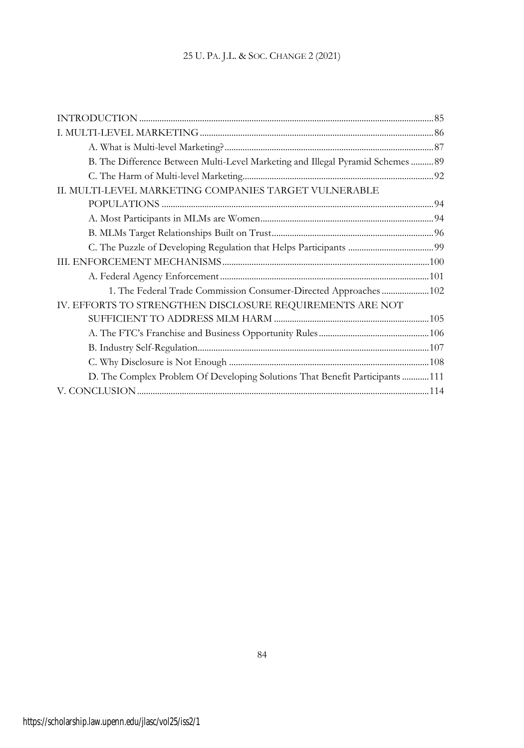| | |
|---|---|
| INTRODUCTION | 85 |
| I. MULTI-LEVEL MARKETING | 86 |
| A. What is Multi-level Marketing? | 87 |
| B. The Difference Between Multi-Level Marketing and Illegal Pyramid Schemes | 89 |
| C. The Harm of Multi-level Marketing | 92 |
| II. MULTI-LEVEL MARKETING COMPANIES TARGET VULNERABLE POPULATIONS | 94 |
| A. Most Participants in MLMs are Women | 94 |
| B. MLMs Target Relationships Built on Trust | 96 |
| C. The Puzzle of Developing Regulation that Helps Participants | 99 |
| III. ENFORCEMENT MECHANISMS | 100 |
| A. Federal Agency Enforcement | 101 |
| 1. The Federal Trade Commission Consumer-Directed Approaches | 102 |
| IV. EFFORTS TO STRENGTHEN DISCLOSURE REQUIREMENTS ARE NOT SUFFICIENT TO ADDRESS MLM HARM | 105 |
| A. The FTC's Franchise and Business Opportunity Rules | 106 |
| B. Industry Self-Regulation | 107 |
| C. Why Disclosure is Not Enough | 108 |
| D. The Complex Problem Of Developing Solutions That Benefit Participants | 111 |
| V. CONCLUSION | 114 |

https://scholarship.law.upenn.edu/jlasc/vol25/iss2/1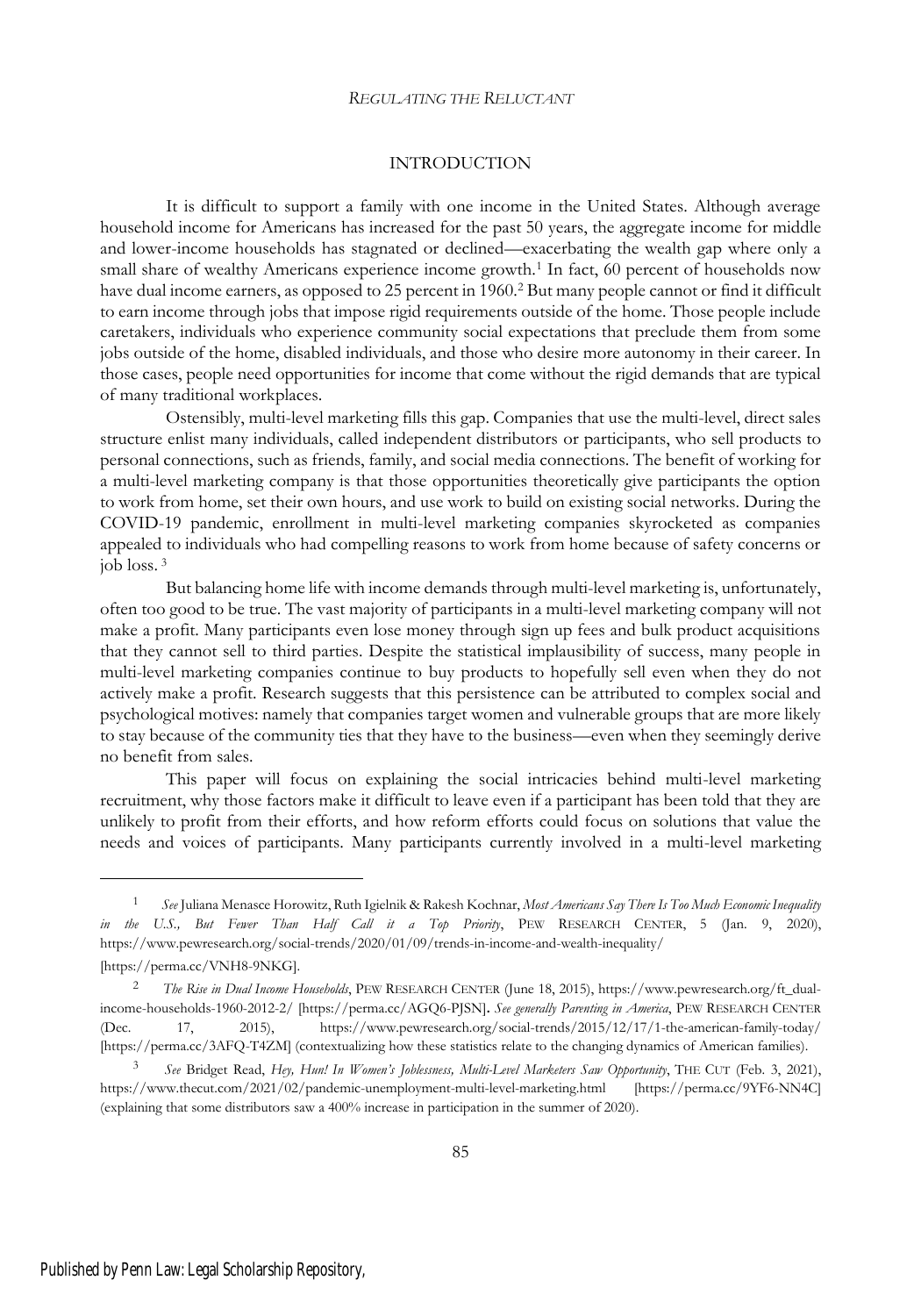## INTRODUCTION

It is difficult to support a family with one income in the United States. Although average household income for Americans has increased for the past 50 years, the aggregate income for middle and lower-income households has stagnated or declined—exacerbating the wealth gap where only a small share of wealthy Americans experience income growth.[1] In fact, 60 percent of households now have dual income earners, as opposed to 25 percent in 1960.[2] But many people cannot or find it difficult to earn income through jobs that impose rigid requirements outside of the home. Those people include caretakers, individuals who experience community social expectations that preclude them from some jobs outside of the home, disabled individuals, and those who desire more autonomy in their career. In those cases, people need opportunities for income that come without the rigid demands that are typical of many traditional workplaces.

Ostensibly, multi-level marketing fills this gap. Companies that use the multi-level, direct sales structure enlist many individuals, called independent distributors or participants, who sell products to personal connections, such as friends, family, and social media connections. The benefit of working for a multi-level marketing company is that those opportunities theoretically give participants the option to work from home, set their own hours, and use work to build on existing social networks. During the COVID-19 pandemic, enrollment in multi-level marketing companies skyrocketed as companies appealed to individuals who had compelling reasons to work from home because of safety concerns or job loss.[3]

But balancing home life with income demands through multi-level marketing is, unfortunately, often too good to be true. The vast majority of participants in a multi-level marketing company will not make a profit. Many participants even lose money through sign up fees and bulk product acquisitions that they cannot sell to third parties. Despite the statistical implausibility of success, many people in multi-level marketing companies continue to buy products to hopefully sell even when they do not actively make a profit. Research suggests that this persistence can be attributed to complex social and psychological motives: namely that companies target women and vulnerable groups that are more likely to stay because of the community ties that they have to the business—even when they seemingly derive no benefit from sales.

This paper will focus on explaining the social intricacies behind multi-level marketing recruitment, why those factors make it difficult to leave even if a participant has been told that they are unlikely to profit from their efforts, and how reform efforts could focus on solutions that value the needs and voices of participants. Many participants currently involved in a multi-level marketing

---

[1] *See* Juliana Menasce Horowitz, Ruth Igielnik & Rakesh Kochnar, *Most Americans Say There Is Too Much Economic Inequality in the U.S., But Fewer Than Half Call it a Top Priority*, PEW RESEARCH CENTER, 5 (Jan. 9, 2020), https://www.pewresearch.org/social-trends/2020/01/09/trends-in-income-and-wealth-inequality/ [https://perma.cc/VNH8-9NKG].

[2] *The Rise in Dual Income Households*, PEW RESEARCH CENTER (June 18, 2015), https://www.pewresearch.org/ft_dual-income-households-1960-2012-2/ [https://perma.cc/AGQ6-PJSN]. *See generally Parenting in America*, PEW RESEARCH CENTER (Dec. 17, 2015), https://www.pewresearch.org/social-trends/2015/12/17/1-the-american-family-today/ [https://perma.cc/3AFQ-T4ZM] (contextualizing how these statistics relate to the changing dynamics of American families).

[3] *See* Bridget Read, *Hey, Hun! In Women's Joblessness, Multi-Level Marketers Saw Opportunity*, THE CUT (Feb. 3, 2021), https://www.thecut.com/2021/02/pandemic-unemployment-multi-level-marketing.html [https://perma.cc/9YF6-NN4C] (explaining that some distributors saw a 400% increase in participation in the summer of 2020).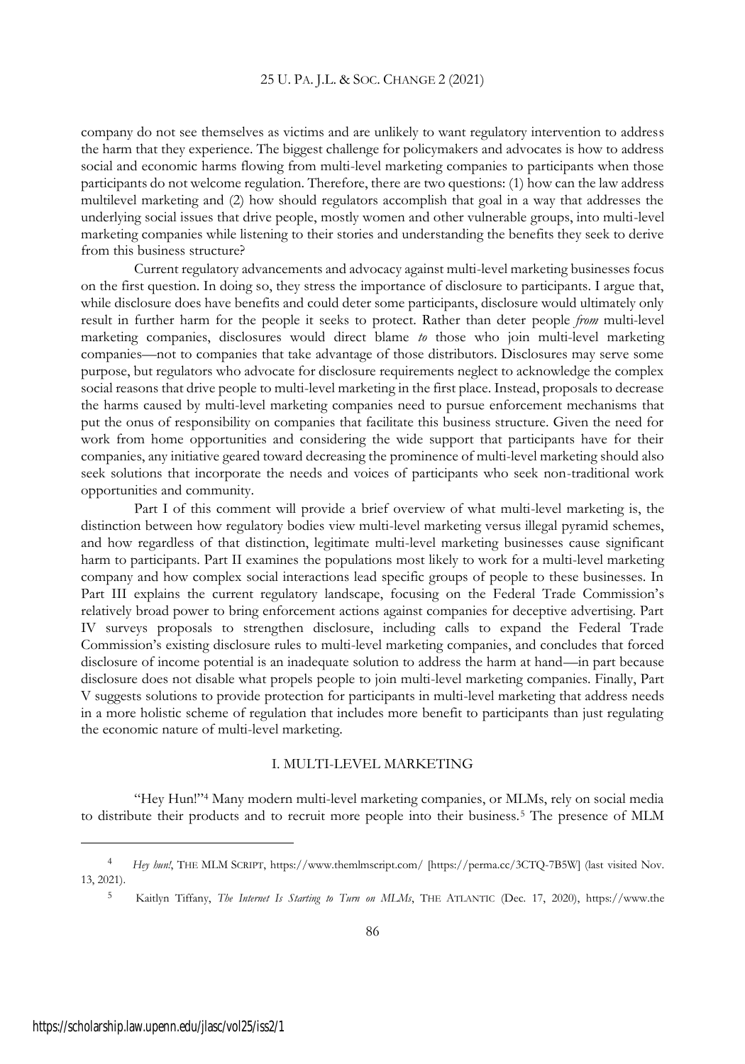company do not see themselves as victims and are unlikely to want regulatory intervention to address the harm that they experience. The biggest challenge for policymakers and advocates is how to address social and economic harms flowing from multi-level marketing companies to participants when those participants do not welcome regulation. Therefore, there are two questions: (1) how can the law address multilevel marketing and (2) how should regulators accomplish that goal in a way that addresses the underlying social issues that drive people, mostly women and other vulnerable groups, into multi-level marketing companies while listening to their stories and understanding the benefits they seek to derive from this business structure?

Current regulatory advancements and advocacy against multi-level marketing businesses focus on the first question. In doing so, they stress the importance of disclosure to participants. I argue that, while disclosure does have benefits and could deter some participants, disclosure would ultimately only result in further harm for the people it seeks to protect. Rather than deter people *from* multi-level marketing companies, disclosures would direct blame *to* those who join multi-level marketing companies—not to companies that take advantage of those distributors. Disclosures may serve some purpose, but regulators who advocate for disclosure requirements neglect to acknowledge the complex social reasons that drive people to multi-level marketing in the first place. Instead, proposals to decrease the harms caused by multi-level marketing companies need to pursue enforcement mechanisms that put the onus of responsibility on companies that facilitate this business structure. Given the need for work from home opportunities and considering the wide support that participants have for their companies, any initiative geared toward decreasing the prominence of multi-level marketing should also seek solutions that incorporate the needs and voices of participants who seek non-traditional work opportunities and community.

Part I of this comment will provide a brief overview of what multi-level marketing is, the distinction between how regulatory bodies view multi-level marketing versus illegal pyramid schemes, and how regardless of that distinction, legitimate multi-level marketing businesses cause significant harm to participants. Part II examines the populations most likely to work for a multi-level marketing company and how complex social interactions lead specific groups of people to these businesses. In Part III explains the current regulatory landscape, focusing on the Federal Trade Commission's relatively broad power to bring enforcement actions against companies for deceptive advertising. Part IV surveys proposals to strengthen disclosure, including calls to expand the Federal Trade Commission's existing disclosure rules to multi-level marketing companies, and concludes that forced disclosure of income potential is an inadequate solution to address the harm at hand—in part because disclosure does not disable what propels people to join multi-level marketing companies. Finally, Part V suggests solutions to provide protection for participants in multi-level marketing that address needs in a more holistic scheme of regulation that includes more benefit to participants than just regulating the economic nature of multi-level marketing.

## I. MULTI-LEVEL MARKETING

"Hey Hun!"[4] Many modern multi-level marketing companies, or MLMs, rely on social media to distribute their products and to recruit more people into their business.[5] The presence of MLM

---

[4] *Hey hun!*, THE MLM SCRIPT, https://www.themlmscript.com/ [https://perma.cc/3CTQ-7B5W] (last visited Nov. 13, 2021).

[5] Kaitlyn Tiffany, *The Internet Is Starting to Turn on MLMs*, THE ATLANTIC (Dec. 17, 2020), https://www.the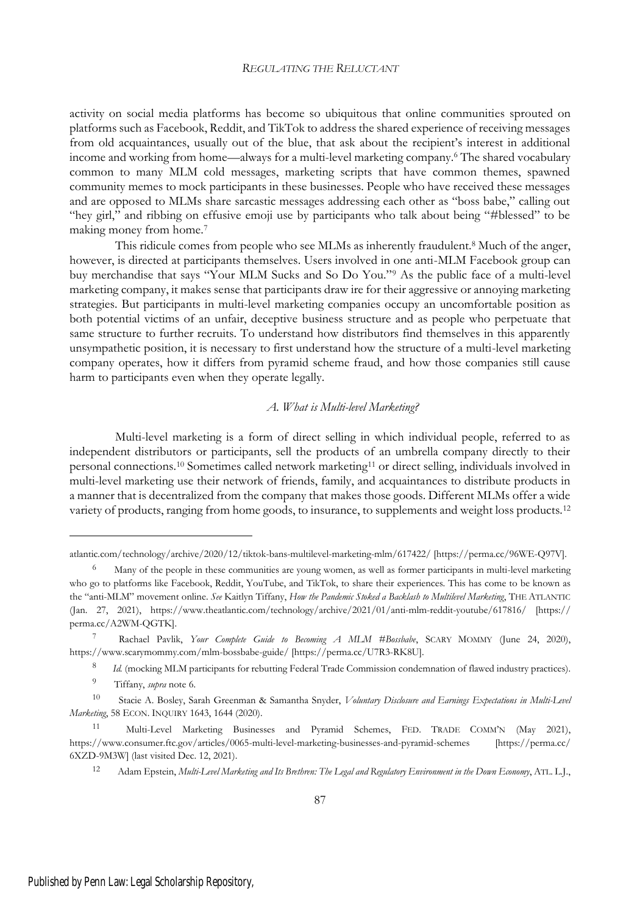activity on social media platforms has become so ubiquitous that online communities sprouted on platforms such as Facebook, Reddit, and TikTok to address the shared experience of receiving messages from old acquaintances, usually out of the blue, that ask about the recipient's interest in additional income and working from home—always for a multi-level marketing company.[6] The shared vocabulary common to many MLM cold messages, marketing scripts that have common themes, spawned community memes to mock participants in these businesses. People who have received these messages and are opposed to MLMs share sarcastic messages addressing each other as "boss babe," calling out "hey girl," and ribbing on effusive emoji use by participants who talk about being "#blessed" to be making money from home.[7]

This ridicule comes from people who see MLMs as inherently fraudulent.[8] Much of the anger, however, is directed at participants themselves. Users involved in one anti-MLM Facebook group can buy merchandise that says "Your MLM Sucks and So Do You."[9] As the public face of a multi-level marketing company, it makes sense that participants draw ire for their aggressive or annoying marketing strategies. But participants in multi-level marketing companies occupy an uncomfortable position as both potential victims of an unfair, deceptive business structure and as people who perpetuate that same structure to further recruits. To understand how distributors find themselves in this apparently unsympathetic position, it is necessary to first understand how the structure of a multi-level marketing company operates, how it differs from pyramid scheme fraud, and how those companies still cause harm to participants even when they operate legally.

### *A. What is Multi-level Marketing?*

Multi-level marketing is a form of direct selling in which individual people, referred to as independent distributors or participants, sell the products of an umbrella company directly to their personal connections.[10] Sometimes called network marketing[11] or direct selling, individuals involved in multi-level marketing use their network of friends, family, and acquaintances to distribute products in a manner that is decentralized from the company that makes those goods. Different MLMs offer a wide variety of products, ranging from home goods, to insurance, to supplements and weight loss products.[12]

---

atlantic.com/technology/archive/2020/12/tiktok-bans-multilevel-marketing-mlm/617422/ [https://perma.cc/96WE-Q97V].

[6] Many of the people in these communities are young women, as well as former participants in multi-level marketing who go to platforms like Facebook, Reddit, YouTube, and TikTok, to share their experiences. This has come to be known as the "anti-MLM" movement online. *See* Kaitlyn Tiffany, *How the Pandemic Stoked a Backlash to Multilevel Marketing*, THE ATLANTIC (Jan. 27, 2021), https://www.theatlantic.com/technology/archive/2021/01/anti-mlm-reddit-youtube/617816/ [https://perma.cc/A2WM-QGTK].

[7] Rachael Pavlik, *Your Complete Guide to Becoming A MLM #Bossbabe*, SCARY MOMMY (June 24, 2020), https://www.scarymommy.com/mlm-bossbabe-guide/ [https://perma.cc/U7R3-RK8U].

[8] *Id.* (mocking MLM participants for rebutting Federal Trade Commission condemnation of flawed industry practices).

[9] Tiffany, *supra* note 6.

[10] Stacie A. Bosley, Sarah Greenman & Samantha Snyder, *Voluntary Disclosure and Earnings Expectations in Multi-Level Marketing*, 58 ECON. INQUIRY 1643, 1644 (2020).

[11] Multi-Level Marketing Businesses and Pyramid Schemes, FED. TRADE COMM'N (May 2021), https://www.consumer.ftc.gov/articles/0065-multi-level-marketing-businesses-and-pyramid-schemes [https://perma.cc/6XZD-9M3W] (last visited Dec. 12, 2021).

[12] Adam Epstein, *Multi-Level Marketing and Its Brethren: The Legal and Regulatory Environment in the Down Economy*, ATL. L.J.,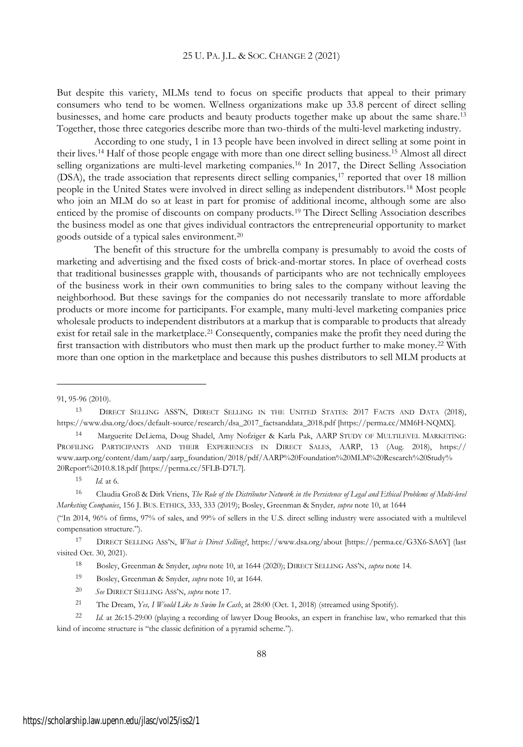But despite this variety, MLMs tend to focus on specific products that appeal to their primary consumers who tend to be women. Wellness organizations make up 33.8 percent of direct selling businesses, and home care products and beauty products together make up about the same share.[13] Together, those three categories describe more than two-thirds of the multi-level marketing industry.

According to one study, 1 in 13 people have been involved in direct selling at some point in their lives.[14] Half of those people engage with more than one direct selling business.[15] Almost all direct selling organizations are multi-level marketing companies.[16] In 2017, the Direct Selling Association (DSA), the trade association that represents direct selling companies,[17] reported that over 18 million people in the United States were involved in direct selling as independent distributors.[18] Most people who join an MLM do so at least in part for promise of additional income, although some are also enticed by the promise of discounts on company products.[19] The Direct Selling Association describes the business model as one that gives individual contractors the entrepreneurial opportunity to market goods outside of a typical sales environment.[20]

The benefit of this structure for the umbrella company is presumably to avoid the costs of marketing and advertising and the fixed costs of brick-and-mortar stores. In place of overhead costs that traditional businesses grapple with, thousands of participants who are not technically employees of the business work in their own communities to bring sales to the company without leaving the neighborhood. But these savings for the companies do not necessarily translate to more affordable products or more income for participants. For example, many multi-level marketing companies price wholesale products to independent distributors at a markup that is comparable to products that already exist for retail sale in the marketplace.[21] Consequently, companies make the profit they need during the first transaction with distributors who must then mark up the product further to make money.[22] With more than one option in the marketplace and because this pushes distributors to sell MLM products at

---

91, 95-96 (2010).

[13] DIRECT SELLING ASS'N, DIRECT SELLING IN THE UNITED STATES: 2017 FACTS AND DATA (2018), https://www.dsa.org/docs/default-source/research/dsa_2017_factsanddata_2018.pdf [https://perma.cc/MM6H-NQMX].

[14] Marguerite DeLiema, Doug Shadel, Amy Nofziger & Karla Pak, AARP STUDY OF MULTILEVEL MARKETING: PROFILING PARTICIPANTS AND THEIR EXPERIENCES IN DIRECT SALES, AARP, 13 (Aug. 2018), https://www.aarp.org/content/dam/aarp/aarp_foundation/2018/pdf/AARP%20Foundation%20MLM%20Research%20Study%20Report%2010.8.18.pdf [https://perma.cc/5FLB-D7L7].

[15] *Id.* at 6.

[16] Claudia Groß & Dirk Vriens, *The Role of the Distributor Network in the Persistence of Legal and Ethical Problems of Multi-level Marketing Companies*, 156 J. BUS. ETHICS, 333, 333 (2019); Bosley, Greenman & Snyder, *supra* note 10, at 1644

("In 2014, 96% of firms, 97% of sales, and 99% of sellers in the U.S. direct selling industry were associated with a multilevel compensation structure.").

[17] DIRECT SELLING ASS'N, *What is Direct Selling?*, https://www.dsa.org/about [https://perma.cc/G3X6-SA6Y] (last visited Oct. 30, 2021).

[18] Bosley, Greenman & Snyder, *supra* note 10, at 1644 (2020); DIRECT SELLING ASS'N, *supra* note 14.

[19] Bosley, Greenman & Snyder, *supra* note 10, at 1644.

[20] *See* DIRECT SELLING ASS'N, *supra* note 17.

[21] The Dream, *Yes, I Would Like to Swim In Cash*, at 28:00 (Oct. 1, 2018) (streamed using Spotify).

[22] *Id.* at 26:15-29:00 (playing a recording of lawyer Doug Brooks, an expert in franchise law, who remarked that this kind of income structure is "the classic definition of a pyramid scheme.").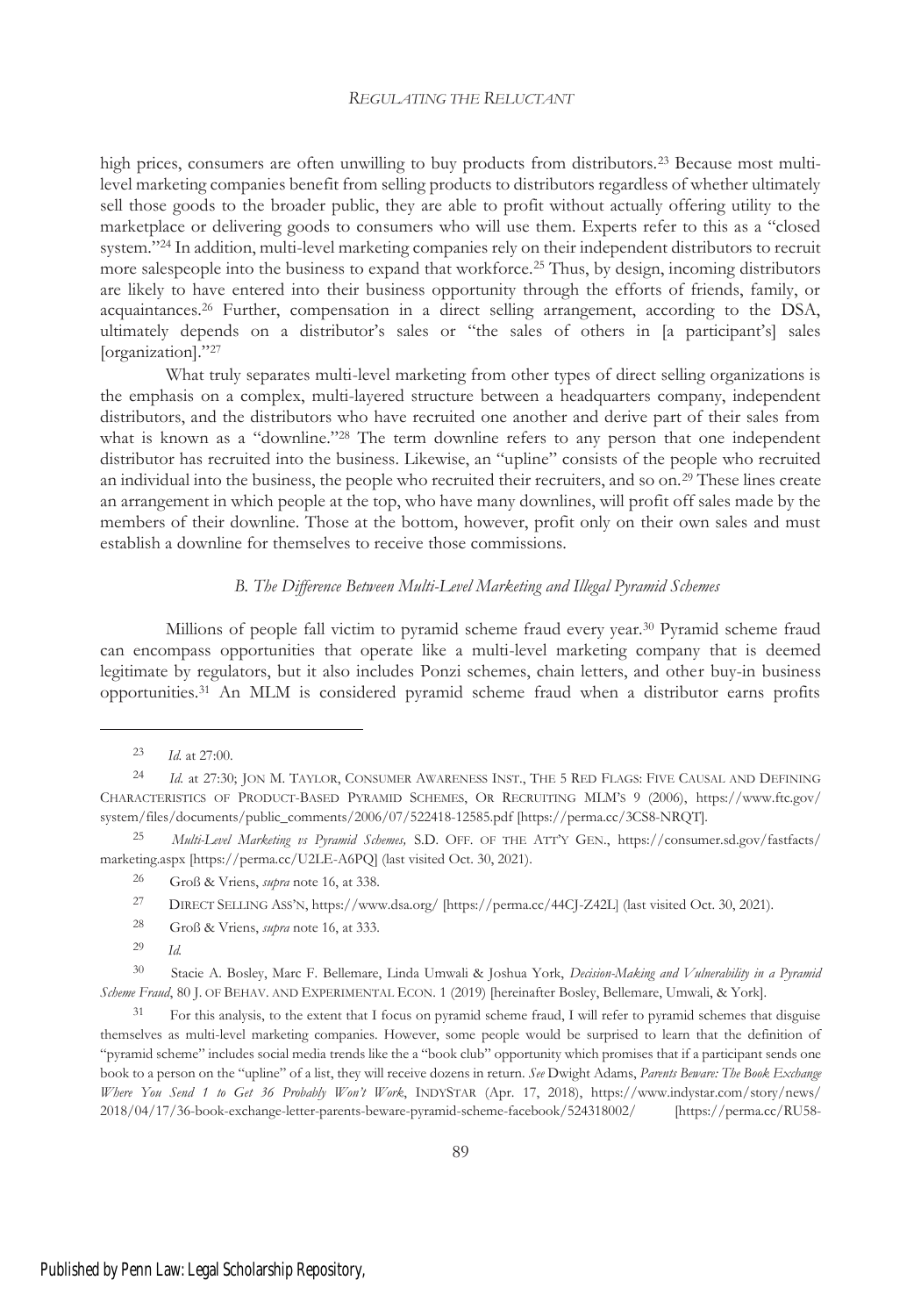high prices, consumers are often unwilling to buy products from distributors.[23] Because most multi-level marketing companies benefit from selling products to distributors regardless of whether ultimately sell those goods to the broader public, they are able to profit without actually offering utility to the marketplace or delivering goods to consumers who will use them. Experts refer to this as a "closed system."[24] In addition, multi-level marketing companies rely on their independent distributors to recruit more salespeople into the business to expand that workforce.[25] Thus, by design, incoming distributors are likely to have entered into their business opportunity through the efforts of friends, family, or acquaintances.[26] Further, compensation in a direct selling arrangement, according to the DSA, ultimately depends on a distributor's sales or "the sales of others in [a participant's] sales [organization]."[27]

What truly separates multi-level marketing from other types of direct selling organizations is the emphasis on a complex, multi-layered structure between a headquarters company, independent distributors, and the distributors who have recruited one another and derive part of their sales from what is known as a "downline."[28] The term downline refers to any person that one independent distributor has recruited into the business. Likewise, an "upline" consists of the people who recruited an individual into the business, the people who recruited their recruiters, and so on.[29] These lines create an arrangement in which people at the top, who have many downlines, will profit off sales made by the members of their downline. Those at the bottom, however, profit only on their own sales and must establish a downline for themselves to receive those commissions.

### *B. The Difference Between Multi-Level Marketing and Illegal Pyramid Schemes*

Millions of people fall victim to pyramid scheme fraud every year.[30] Pyramid scheme fraud can encompass opportunities that operate like a multi-level marketing company that is deemed legitimate by regulators, but it also includes Ponzi schemes, chain letters, and other buy-in business opportunities.[31] An MLM is considered pyramid scheme fraud when a distributor earns profits

---

[23] *Id.* at 27:00.

[24] *Id.* at 27:30; JON M. TAYLOR, CONSUMER AWARENESS INST., THE 5 RED FLAGS: FIVE CAUSAL AND DEFINING CHARACTERISTICS OF PRODUCT-BASED PYRAMID SCHEMES, OR RECRUITING MLM'S 9 (2006), https://www.ftc.gov/system/files/documents/public_comments/2006/07/522418-12585.pdf [https://perma.cc/3CS8-NRQT].

[25] *Multi-Level Marketing vs Pyramid Schemes,* S.D. OFF. OF THE ATT'Y GEN., https://consumer.sd.gov/fastfacts/marketing.aspx [https://perma.cc/U2LE-A6PQ] (last visited Oct. 30, 2021).

[26] Groß & Vriens, *supra* note 16, at 338.

[27] DIRECT SELLING ASS'N, https://www.dsa.org/ [https://perma.cc/44CJ-Z42L] (last visited Oct. 30, 2021).

[28] Groß & Vriens, *supra* note 16, at 333.

[29] *Id.*

[30] Stacie A. Bosley, Marc F. Bellemare, Linda Umwali & Joshua York, *Decision-Making and Vulnerability in a Pyramid Scheme Fraud*, 80 J. OF BEHAV. AND EXPERIMENTAL ECON. 1 (2019) [hereinafter Bosley, Bellemare, Umwali, & York].

[31] For this analysis, to the extent that I focus on pyramid scheme fraud, I will refer to pyramid schemes that disguise themselves as multi-level marketing companies. However, some people would be surprised to learn that the definition of "pyramid scheme" includes social media trends like the a "book club" opportunity which promises that if a participant sends one book to a person on the "upline" of a list, they will receive dozens in return. *See* Dwight Adams, *Parents Beware: The Book Exchange Where You Send 1 to Get 36 Probably Won't Work*, INDYSTAR (Apr. 17, 2018), https://www.indystar.com/story/news/2018/04/17/36-book-exchange-letter-parents-beware-pyramid-scheme-facebook/524318002/ [https://perma.cc/RU58-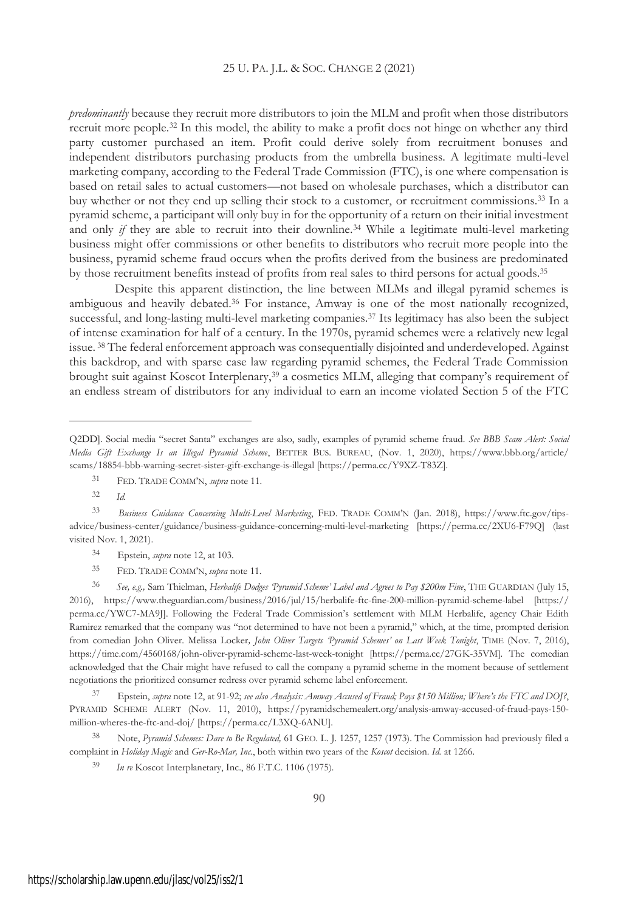*predominantly* because they recruit more distributors to join the MLM and profit when those distributors recruit more people.[32] In this model, the ability to make a profit does not hinge on whether any third party customer purchased an item. Profit could derive solely from recruitment bonuses and independent distributors purchasing products from the umbrella business. A legitimate multi-level marketing company, according to the Federal Trade Commission (FTC), is one where compensation is based on retail sales to actual customers—not based on wholesale purchases, which a distributor can buy whether or not they end up selling their stock to a customer, or recruitment commissions.[33] In a pyramid scheme, a participant will only buy in for the opportunity of a return on their initial investment and only *if* they are able to recruit into their downline.[34] While a legitimate multi-level marketing business might offer commissions or other benefits to distributors who recruit more people into the business, pyramid scheme fraud occurs when the profits derived from the business are predominated by those recruitment benefits instead of profits from real sales to third persons for actual goods.[35]

Despite this apparent distinction, the line between MLMs and illegal pyramid schemes is ambiguous and heavily debated.[36] For instance, Amway is one of the most nationally recognized, successful, and long-lasting multi-level marketing companies.[37] Its legitimacy has also been the subject of intense examination for half of a century. In the 1970s, pyramid schemes were a relatively new legal issue.[38] The federal enforcement approach was consequentially disjointed and underdeveloped. Against this backdrop, and with sparse case law regarding pyramid schemes, the Federal Trade Commission brought suit against Koscot Interplenary,[39] a cosmetics MLM, alleging that company's requirement of an endless stream of distributors for any individual to earn an income violated Section 5 of the FTC

---

Q2DD]. Social media "secret Santa" exchanges are also, sadly, examples of pyramid scheme fraud. *See BBB Scam Alert: Social Media Gift Exchange Is an Illegal Pyramid Scheme*, BETTER BUS. BUREAU, (Nov. 1, 2020), https://www.bbb.org/article/scams/18854-bbb-warning-secret-sister-gift-exchange-is-illegal [https://perma.cc/Y9XZ-T83Z].

[31] FED. TRADE COMM'N, *supra* note 11.

[32] *Id.*

[33] *Business Guidance Concerning Multi-Level Marketing*, FED. TRADE COMM'N (Jan. 2018), https://www.ftc.gov/tips-advice/business-center/guidance/business-guidance-concerning-multi-level-marketing [https://perma.cc/2XU6-F79Q] (last visited Nov. 1, 2021).

[34] Epstein, *supra* note 12, at 103.

[35] FED. TRADE COMM'N, *supra* note 11.

[36] *See, e.g.,* Sam Thielman, *Herbalife Dodges 'Pyramid Scheme' Label and Agrees to Pay $200m Fine*, THE GUARDIAN (July 15, 2016), https://www.theguardian.com/business/2016/jul/15/herbalife-ftc-fine-200-million-pyramid-scheme-label [https://perma.cc/YWC7-MA9J]. Following the Federal Trade Commission's settlement with MLM Herbalife, agency Chair Edith Ramirez remarked that the company was "not determined to have not been a pyramid," which, at the time, prompted derision from comedian John Oliver. Melissa Locker, *John Oliver Targets 'Pyramid Schemes' on Last Week Tonight*, TIME (Nov. 7, 2016), https://time.com/4560168/john-oliver-pyramid-scheme-last-week-tonight [https://perma.cc/27GK-35VM]. The comedian acknowledged that the Chair might have refused to call the company a pyramid scheme in the moment because of settlement negotiations the prioritized consumer redress over pyramid scheme label enforcement.

[37] Epstein, *supra* note 12, at 91-92; *see also Analysis: Amway Accused of Fraud; Pays $150 Million; Where's the FTC and DOJ?*, PYRAMID SCHEME ALERT (Nov. 11, 2010), https://pyramidschemealert.org/analysis-amway-accused-of-fraud-pays-150-million-wheres-the-ftc-and-doj/ [https://perma.cc/L3XQ-6ANU].

[38] Note, *Pyramid Schemes: Dare to Be Regulated,* 61 GEO. L. J. 1257, 1257 (1973). The Commission had previously filed a complaint in *Holiday Magic* and *Ger-Ro-Mar, Inc.*, both within two years of the *Koscot* decision. *Id.* at 1266.

[39] *In re* Koscot Interplanetary, Inc., 86 F.T.C. 1106 (1975).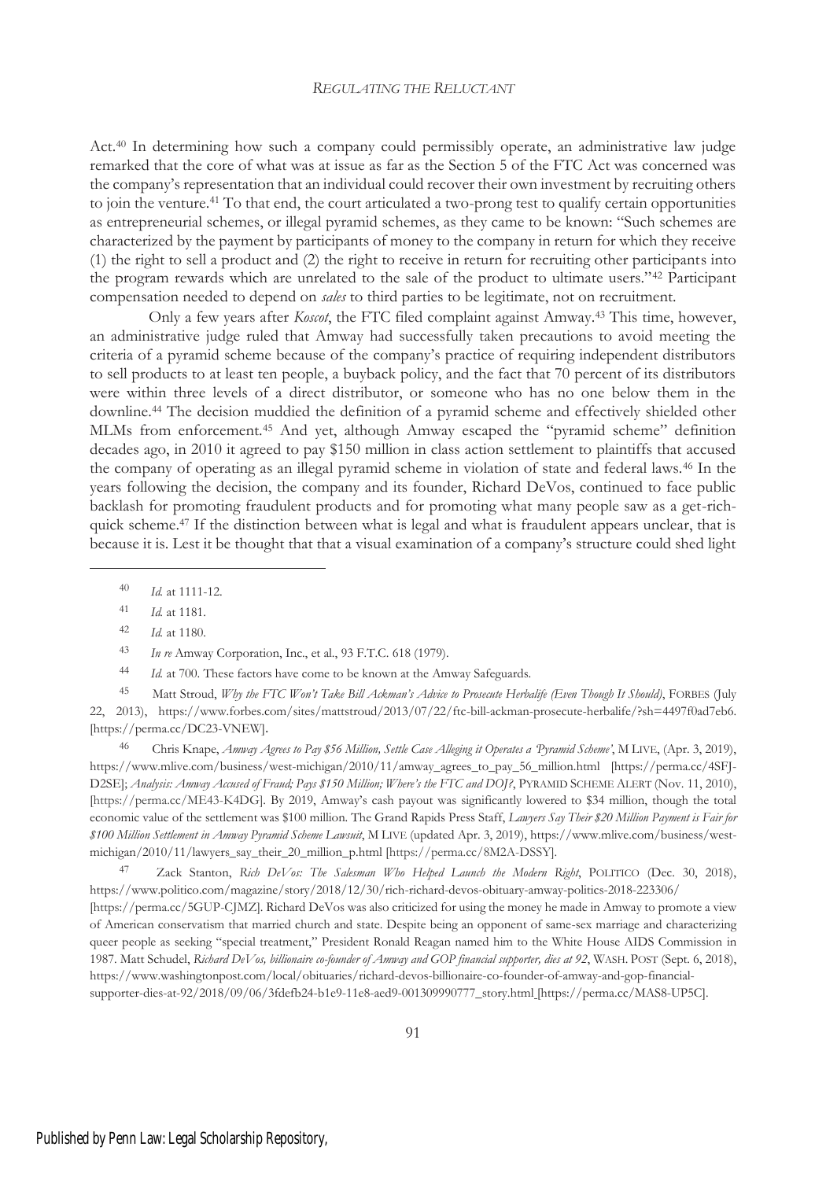Act.[40] In determining how such a company could permissibly operate, an administrative law judge remarked that the core of what was at issue as far as the Section 5 of the FTC Act was concerned was the company's representation that an individual could recover their own investment by recruiting others to join the venture.[41] To that end, the court articulated a two-prong test to qualify certain opportunities as entrepreneurial schemes, or illegal pyramid schemes, as they came to be known: "Such schemes are characterized by the payment by participants of money to the company in return for which they receive (1) the right to sell a product and (2) the right to receive in return for recruiting other participants into the program rewards which are unrelated to the sale of the product to ultimate users."[42] Participant compensation needed to depend on *sales* to third parties to be legitimate, not on recruitment.

Only a few years after *Koscot*, the FTC filed complaint against Amway.[43] This time, however, an administrative judge ruled that Amway had successfully taken precautions to avoid meeting the criteria of a pyramid scheme because of the company's practice of requiring independent distributors to sell products to at least ten people, a buyback policy, and the fact that 70 percent of its distributors were within three levels of a direct distributor, or someone who has no one below them in the downline.[44] The decision muddied the definition of a pyramid scheme and effectively shielded other MLMs from enforcement.[45] And yet, although Amway escaped the "pyramid scheme" definition decades ago, in 2010 it agreed to pay $150 million in class action settlement to plaintiffs that accused the company of operating as an illegal pyramid scheme in violation of state and federal laws.[46] In the years following the decision, the company and its founder, Richard DeVos, continued to face public backlash for promoting fraudulent products and for promoting what many people saw as a get-rich-quick scheme.[47] If the distinction between what is legal and what is fraudulent appears unclear, that is because it is. Lest it be thought that that a visual examination of a company's structure could shed light

---

[40] *Id.* at 1111-12.

[41] *Id.* at 1181.

[42] *Id.* at 1180.

[43] *In re* Amway Corporation, Inc., et al., 93 F.T.C. 618 (1979).

[44] *Id.* at 700. These factors have come to be known at the Amway Safeguards.

[45] Matt Stroud, *Why the FTC Won't Take Bill Ackman's Advice to Prosecute Herbalife (Even Though It Should)*, FORBES (July 22, 2013), https://www.forbes.com/sites/mattstroud/2013/07/22/ftc-bill-ackman-prosecute-herbalife/?sh=4497f0ad7eb6. [https://perma.cc/DC23-VNEW].

[46] Chris Knape, *Amway Agrees to Pay $56 Million, Settle Case Alleging it Operates a 'Pyramid Scheme'*, M LIVE, (Apr. 3, 2019), https://www.mlive.com/business/west-michigan/2010/11/amway_agrees_to_pay_56_million.html [https://perma.cc/4SFJ-D2SE]; *Analysis: Amway Accused of Fraud; Pays $150 Million; Where's the FTC and DOJ?*, PYRAMID SCHEME ALERT (Nov. 11, 2010), [https://perma.cc/ME43-K4DG]. By 2019, Amway's cash payout was significantly lowered to $34 million, though the total economic value of the settlement was $100 million. The Grand Rapids Press Staff, *Lawyers Say Their $20 Million Payment is Fair for $100 Million Settlement in Amway Pyramid Scheme Lawsuit*, M LIVE (updated Apr. 3, 2019), https://www.mlive.com/business/west-michigan/2010/11/lawyers_say_their_20_million_p.html [https://perma.cc/8M2A-DSSY].

[47] Zack Stanton, *Rich DeVos: The Salesman Who Helped Launch the Modern Right*, POLITICO (Dec. 30, 2018), https://www.politico.com/magazine/story/2018/12/30/rich-richard-devos-obituary-amway-politics-2018-223306/ [https://perma.cc/5GUP-CJMZ]. Richard DeVos was also criticized for using the money he made in Amway to promote a view of American conservatism that married church and state. Despite being an opponent of same-sex marriage and characterizing queer people as seeking "special treatment," President Ronald Reagan named him to the White House AIDS Commission in 1987. Matt Schudel, *Richard DeVos, billionaire co-founder of Amway and GOP financial supporter, dies at 92*, WASH. POST (Sept. 6, 2018), https://www.washingtonpost.com/local/obituaries/richard-devos-billionaire-co-founder-of-amway-and-gop-financial-supporter-dies-at-92/2018/09/06/3fdefb24-b1e9-11e8-aed9-001309990777_story.html [https://perma.cc/MAS8-UP5C].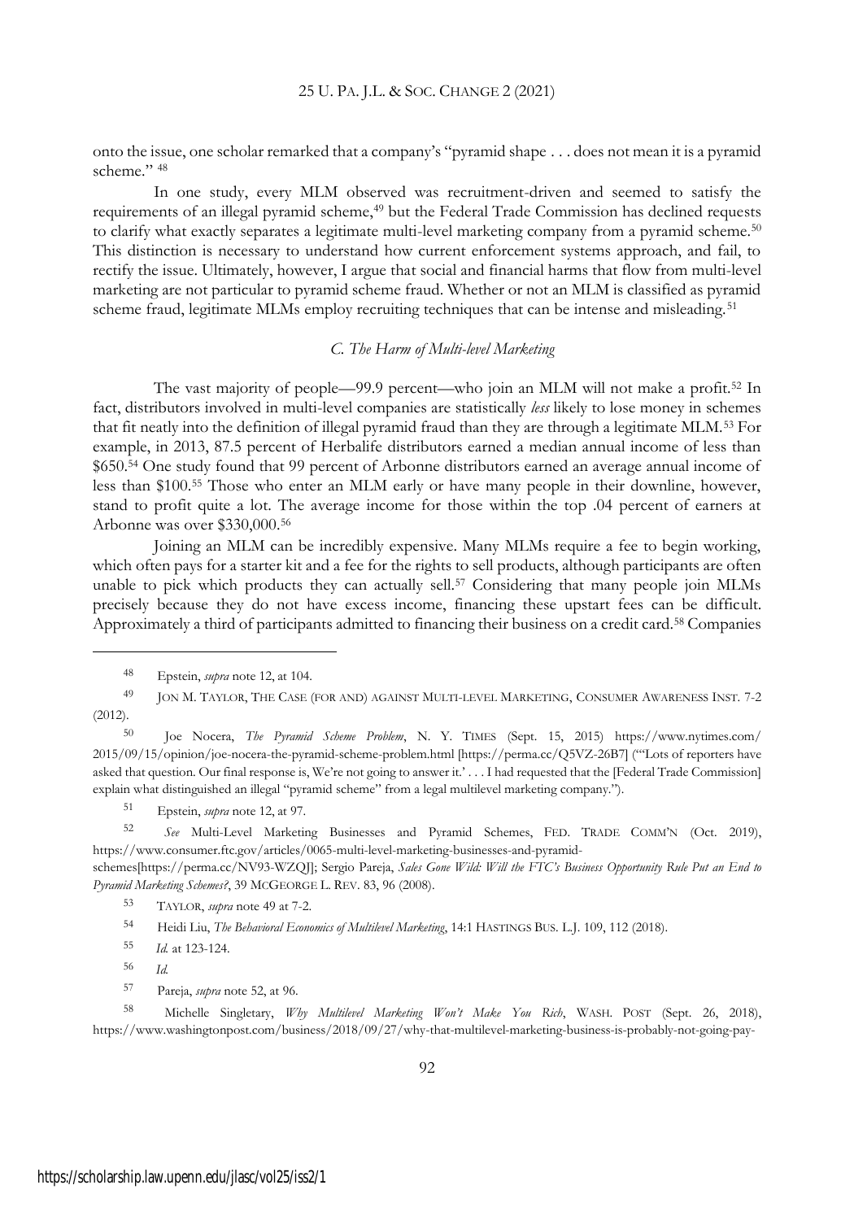onto the issue, one scholar remarked that a company's "pyramid shape . . . does not mean it is a pyramid scheme." [48]

In one study, every MLM observed was recruitment-driven and seemed to satisfy the requirements of an illegal pyramid scheme,[49] but the Federal Trade Commission has declined requests to clarify what exactly separates a legitimate multi-level marketing company from a pyramid scheme.[50] This distinction is necessary to understand how current enforcement systems approach, and fail, to rectify the issue. Ultimately, however, I argue that social and financial harms that flow from multi-level marketing are not particular to pyramid scheme fraud. Whether or not an MLM is classified as pyramid scheme fraud, legitimate MLMs employ recruiting techniques that can be intense and misleading.[51]

### *C. The Harm of Multi-level Marketing*

The vast majority of people—99.9 percent—who join an MLM will not make a profit.[52] In fact, distributors involved in multi-level companies are statistically *less* likely to lose money in schemes that fit neatly into the definition of illegal pyramid fraud than they are through a legitimate MLM.[53] For example, in 2013, 87.5 percent of Herbalife distributors earned a median annual income of less than $650.[54] One study found that 99 percent of Arbonne distributors earned an average annual income of less than $100.[55] Those who enter an MLM early or have many people in their downline, however, stand to profit quite a lot. The average income for those within the top .04 percent of earners at Arbonne was over $330,000.[56]

Joining an MLM can be incredibly expensive. Many MLMs require a fee to begin working, which often pays for a starter kit and a fee for the rights to sell products, although participants are often unable to pick which products they can actually sell.[57] Considering that many people join MLMs precisely because they do not have excess income, financing these upstart fees can be difficult. Approximately a third of participants admitted to financing their business on a credit card.[58] Companies

---

[48] Epstein, *supra* note 12, at 104.

[49] JON M. TAYLOR, THE CASE (FOR AND) AGAINST MULTI-LEVEL MARKETING, CONSUMER AWARENESS INST. 7-2 (2012).

[50] Joe Nocera, *The Pyramid Scheme Problem*, N. Y. TIMES (Sept. 15, 2015) https://www.nytimes.com/2015/09/15/opinion/joe-nocera-the-pyramid-scheme-problem.html [https://perma.cc/Q5VZ-26B7] ("'Lots of reporters have asked that question. Our final response is, We're not going to answer it.' . . . I had requested that the [Federal Trade Commission] explain what distinguished an illegal "pyramid scheme" from a legal multilevel marketing company.").

[51] Epstein, *supra* note 12, at 97.

[52] *See* Multi-Level Marketing Businesses and Pyramid Schemes, FED. TRADE COMM'N (Oct. 2019), https://www.consumer.ftc.gov/articles/0065-multi-level-marketing-businesses-and-pyramid-schemes[https://perma.cc/NV93-WZQJ]; Sergio Pareja, *Sales Gone Wild: Will the FTC's Business Opportunity Rule Put an End to Pyramid Marketing Schemes?*, 39 MCGEORGE L. REV. 83, 96 (2008).

[53] TAYLOR, *supra* note 49 at 7-2.

[54] Heidi Liu, *The Behavioral Economics of Multilevel Marketing*, 14:1 HASTINGS BUS. L.J. 109, 112 (2018).

[55] *Id.* at 123-124.

[56] *Id.*

[57] Pareja, *supra* note 52, at 96.

[58] Michelle Singletary, *Why Multilevel Marketing Won't Make You Rich*, WASH. POST (Sept. 26, 2018), https://www.washingtonpost.com/business/2018/09/27/why-that-multilevel-marketing-business-is-probably-not-going-pay-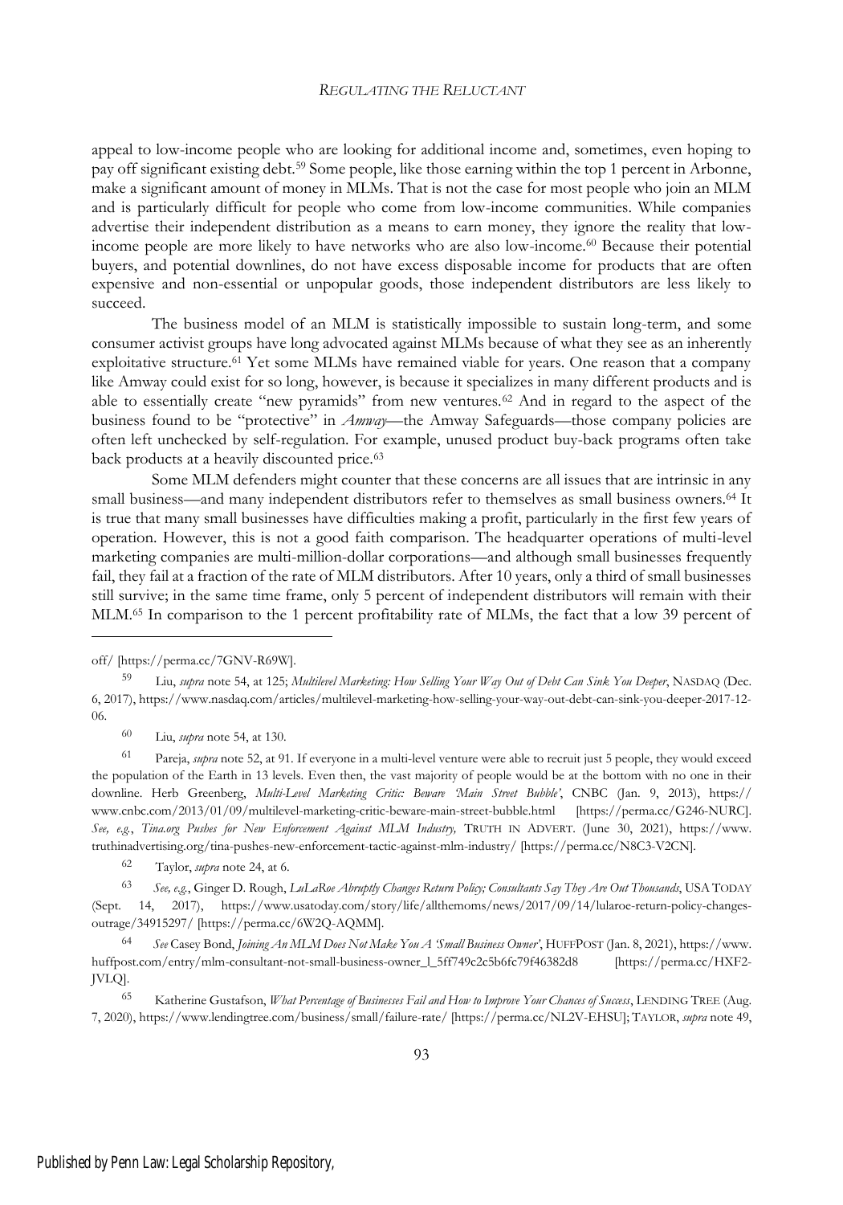appeal to low-income people who are looking for additional income and, sometimes, even hoping to pay off significant existing debt.[59] Some people, like those earning within the top 1 percent in Arbonne, make a significant amount of money in MLMs. That is not the case for most people who join an MLM and is particularly difficult for people who come from low-income communities. While companies advertise their independent distribution as a means to earn money, they ignore the reality that low-income people are more likely to have networks who are also low-income.[60] Because their potential buyers, and potential downlines, do not have excess disposable income for products that are often expensive and non-essential or unpopular goods, those independent distributors are less likely to succeed.

The business model of an MLM is statistically impossible to sustain long-term, and some consumer activist groups have long advocated against MLMs because of what they see as an inherently exploitative structure.[61] Yet some MLMs have remained viable for years. One reason that a company like Amway could exist for so long, however, is because it specializes in many different products and is able to essentially create "new pyramids" from new ventures.[62] And in regard to the aspect of the business found to be "protective" in *Amway*—the Amway Safeguards—those company policies are often left unchecked by self-regulation. For example, unused product buy-back programs often take back products at a heavily discounted price.[63]

Some MLM defenders might counter that these concerns are all issues that are intrinsic in any small business—and many independent distributors refer to themselves as small business owners.[64] It is true that many small businesses have difficulties making a profit, particularly in the first few years of operation. However, this is not a good faith comparison. The headquarter operations of multi-level marketing companies are multi-million-dollar corporations—and although small businesses frequently fail, they fail at a fraction of the rate of MLM distributors. After 10 years, only a third of small businesses still survive; in the same time frame, only 5 percent of independent distributors will remain with their MLM.[65] In comparison to the 1 percent profitability rate of MLMs, the fact that a low 39 percent of

---

off/ [https://perma.cc/7GNV-R69W].

[59] Liu, *supra* note 54, at 125; *Multilevel Marketing: How Selling Your Way Out of Debt Can Sink You Deeper*, NASDAQ (Dec. 6, 2017), https://www.nasdaq.com/articles/multilevel-marketing-how-selling-your-way-out-debt-can-sink-you-deeper-2017-12-06.

[60] Liu, *supra* note 54, at 130.

[61] Pareja, *supra* note 52, at 91. If everyone in a multi-level venture were able to recruit just 5 people, they would exceed the population of the Earth in 13 levels. Even then, the vast majority of people would be at the bottom with no one in their downline. Herb Greenberg, *Multi-Level Marketing Critic: Beware 'Main Street Bubble'*, CNBC (Jan. 9, 2013), https://www.cnbc.com/2013/01/09/multilevel-marketing-critic-beware-main-street-bubble.html [https://perma.cc/G246-NURC]. *See, e.g.*, *Tina.org Pushes for New Enforcement Against MLM Industry,* TRUTH IN ADVERT. (June 30, 2021), https://www.truthinadvertising.org/tina-pushes-new-enforcement-tactic-against-mlm-industry/ [https://perma.cc/N8C3-V2CN].

[62] Taylor, *supra* note 24, at 6.

[63] *See, e.g.*, Ginger D. Rough, *LuLaRoe Abruptly Changes Return Policy; Consultants Say They Are Out Thousands*, USA TODAY (Sept. 14, 2017), https://www.usatoday.com/story/life/allthemoms/news/2017/09/14/lularoe-return-policy-changes-outrage/34915297/ [https://perma.cc/6W2Q-AQMM].

[64] *See* Casey Bond, *Joining An MLM Does Not Make You A 'Small Business Owner'*, HUFFPOST (Jan. 8, 2021), https://www.huffpost.com/entry/mlm-consultant-not-small-business-owner_l_5ff749c2c5b6fc79f46382d8 [https://perma.cc/HXF2-JVLQ].

[65] Katherine Gustafson, *What Percentage of Businesses Fail and How to Improve Your Chances of Success*, LENDING TREE (Aug. 7, 2020), https://www.lendingtree.com/business/small/failure-rate/ [https://perma.cc/NL2V-EHSU]; TAYLOR, *supra* note 49,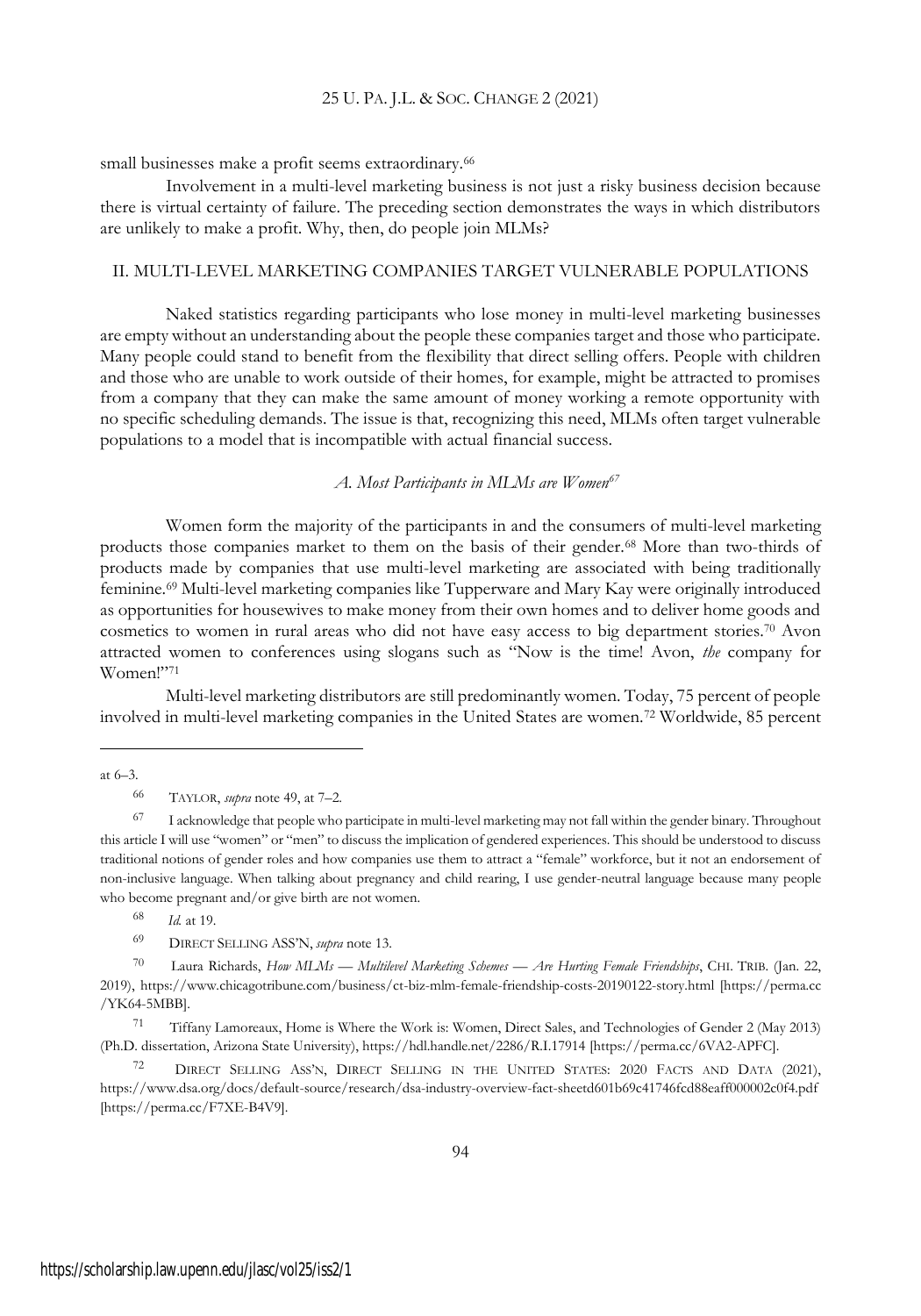small businesses make a profit seems extraordinary.[66]

Involvement in a multi-level marketing business is not just a risky business decision because there is virtual certainty of failure. The preceding section demonstrates the ways in which distributors are unlikely to make a profit. Why, then, do people join MLMs?

## II. MULTI-LEVEL MARKETING COMPANIES TARGET VULNERABLE POPULATIONS

Naked statistics regarding participants who lose money in multi-level marketing businesses are empty without an understanding about the people these companies target and those who participate. Many people could stand to benefit from the flexibility that direct selling offers. People with children and those who are unable to work outside of their homes, for example, might be attracted to promises from a company that they can make the same amount of money working a remote opportunity with no specific scheduling demands. The issue is that, recognizing this need, MLMs often target vulnerable populations to a model that is incompatible with actual financial success.

### *A. Most Participants in MLMs are Women*[67]

Women form the majority of the participants in and the consumers of multi-level marketing products those companies market to them on the basis of their gender.[68] More than two-thirds of products made by companies that use multi-level marketing are associated with being traditionally feminine.[69] Multi-level marketing companies like Tupperware and Mary Kay were originally introduced as opportunities for housewives to make money from their own homes and to deliver home goods and cosmetics to women in rural areas who did not have easy access to big department stories.[70] Avon attracted women to conferences using slogans such as "Now is the time! Avon, *the* company for Women!"[71]

Multi-level marketing distributors are still predominantly women. Today, 75 percent of people involved in multi-level marketing companies in the United States are women.[72] Worldwide, 85 percent

---

at 6–3.

[66] TAYLOR, *supra* note 49, at 7–2.

[67] I acknowledge that people who participate in multi-level marketing may not fall within the gender binary. Throughout this article I will use "women" or "men" to discuss the implication of gendered experiences. This should be understood to discuss traditional notions of gender roles and how companies use them to attract a "female" workforce, but it not an endorsement of non-inclusive language. When talking about pregnancy and child rearing, I use gender-neutral language because many people who become pregnant and/or give birth are not women.

[68] *Id.* at 19.

[69] DIRECT SELLING ASS'N, *supra* note 13.

[70] Laura Richards, *How MLMs — Multilevel Marketing Schemes — Are Hurting Female Friendships*, CHI. TRIB. (Jan. 22, 2019), https://www.chicagotribune.com/business/ct-biz-mlm-female-friendship-costs-20190122-story.html [https://perma.cc/YK64-5MBB].

[71] Tiffany Lamoreaux, Home is Where the Work is: Women, Direct Sales, and Technologies of Gender 2 (May 2013) (Ph.D. dissertation, Arizona State University), https://hdl.handle.net/2286/R.I.17914 [https://perma.cc/6VA2-APFC].

[72] DIRECT SELLING ASS'N, DIRECT SELLING IN THE UNITED STATES: 2020 FACTS AND DATA (2021), https://www.dsa.org/docs/default-source/research/dsa-industry-overview-fact-sheetd601b69c41746fcd88eaff000002c0f4.pdf [https://perma.cc/F7XE-B4V9].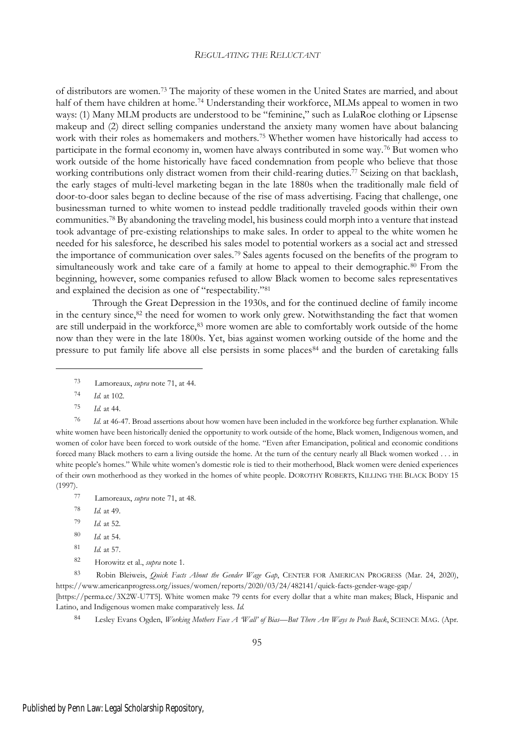of distributors are women.[73] The majority of these women in the United States are married, and about half of them have children at home.[74] Understanding their workforce, MLMs appeal to women in two ways: (1) Many MLM products are understood to be "feminine," such as LulaRoe clothing or Lipsense makeup and (2) direct selling companies understand the anxiety many women have about balancing work with their roles as homemakers and mothers.[75] Whether women have historically had access to participate in the formal economy in, women have always contributed in some way.[76] But women who work outside of the home historically have faced condemnation from people who believe that those working contributions only distract women from their child-rearing duties.[77] Seizing on that backlash, the early stages of multi-level marketing began in the late 1880s when the traditionally male field of door-to-door sales began to decline because of the rise of mass advertising. Facing that challenge, one businessman turned to white women to instead peddle traditionally traveled goods within their own communities.[78] By abandoning the traveling model, his business could morph into a venture that instead took advantage of pre-existing relationships to make sales. In order to appeal to the white women he needed for his salesforce, he described his sales model to potential workers as a social act and stressed the importance of communication over sales.[79] Sales agents focused on the benefits of the program to simultaneously work and take care of a family at home to appeal to their demographic.[80] From the beginning, however, some companies refused to allow Black women to become sales representatives and explained the decision as one of "respectability."[81]

Through the Great Depression in the 1930s, and for the continued decline of family income in the century since,[82] the need for women to work only grew. Notwithstanding the fact that women are still underpaid in the workforce,[83] more women are able to comfortably work outside of the home now than they were in the late 1800s. Yet, bias against women working outside of the home and the pressure to put family life above all else persists in some places[84] and the burden of caretaking falls

---

[73] Lamoreaux, *supra* note 71, at 44.

[74] *Id.* at 102.

[75] *Id.* at 44.

[76] *Id.* at 46-47. Broad assertions about how women have been included in the workforce beg further explanation. While white women have been historically denied the opportunity to work outside of the home, Black women, Indigenous women, and women of color have been forced to work outside of the home. "Even after Emancipation, political and economic conditions forced many Black mothers to earn a living outside the home. At the turn of the century nearly all Black women worked . . . in white people's homes." While white women's domestic role is tied to their motherhood, Black women were denied experiences of their own motherhood as they worked in the homes of white people. DOROTHY ROBERTS, KILLING THE BLACK BODY 15 (1997).

[77] Lamoreaux, *supra* note 71, at 48.

[78] *Id.* at 49.

[79] *Id.* at 52.

[80] *Id.* at 54.

[81] *Id.* at 57.

[82] Horowitz et al., *supra* note 1.

[83] Robin Bleiweis, *Quick Facts About the Gender Wage Gap*, CENTER FOR AMERICAN PROGRESS (Mar. 24, 2020), https://www.americanprogress.org/issues/women/reports/2020/03/24/482141/quick-facts-gender-wage-gap/ [https://perma.cc/3X2W-U7T5]. White women make 79 cents for every dollar that a white man makes; Black, Hispanic and Latino, and Indigenous women make comparatively less. *Id.*

[84] Lesley Evans Ogden, *Working Mothers Face A 'Wall' of Bias—But There Are Ways to Push Back*, SCIENCE MAG. (Apr.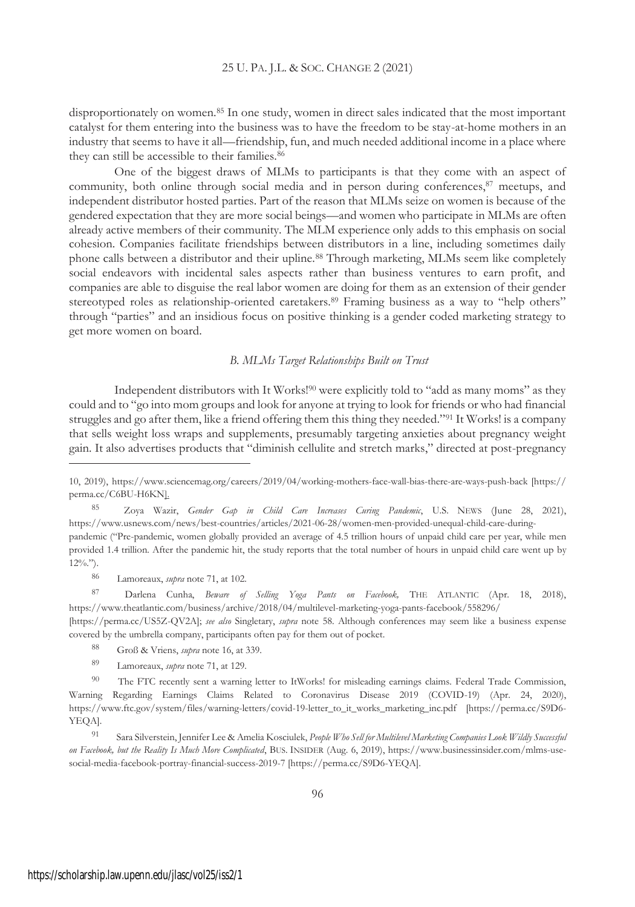disproportionately on women.[85] In one study, women in direct sales indicated that the most important catalyst for them entering into the business was to have the freedom to be stay-at-home mothers in an industry that seems to have it all—friendship, fun, and much needed additional income in a place where they can still be accessible to their families.[86]

One of the biggest draws of MLMs to participants is that they come with an aspect of community, both online through social media and in person during conferences,[87] meetups, and independent distributor hosted parties. Part of the reason that MLMs seize on women is because of the gendered expectation that they are more social beings—and women who participate in MLMs are often already active members of their community. The MLM experience only adds to this emphasis on social cohesion. Companies facilitate friendships between distributors in a line, including sometimes daily phone calls between a distributor and their upline.[88] Through marketing, MLMs seem like completely social endeavors with incidental sales aspects rather than business ventures to earn profit, and companies are able to disguise the real labor women are doing for them as an extension of their gender stereotyped roles as relationship-oriented caretakers.[89] Framing business as a way to "help others" through "parties" and an insidious focus on positive thinking is a gender coded marketing strategy to get more women on board.

### *B. MLMs Target Relationships Built on Trust*

Independent distributors with It Works![90] were explicitly told to "add as many moms" as they could and to "go into mom groups and look for anyone at trying to look for friends or who had financial struggles and go after them, like a friend offering them this thing they needed."[91] It Works! is a company that sells weight loss wraps and supplements, presumably targeting anxieties about pregnancy weight gain. It also advertises products that "diminish cellulite and stretch marks," directed at post-pregnancy

---

10, 2019), https://www.sciencemag.org/careers/2019/04/working-mothers-face-wall-bias-there-are-ways-push-back [https://perma.cc/C6BU-H6KN].

[85] Zoya Wazir, *Gender Gap in Child Care Increases Curing Pandemic*, U.S. NEWS (June 28, 2021), https://www.usnews.com/news/best-countries/articles/2021-06-28/women-men-provided-unequal-child-care-during-pandemic ("Pre-pandemic, women globally provided an average of 4.5 trillion hours of unpaid child care per year, while men provided 1.4 trillion. After the pandemic hit, the study reports that the total number of hours in unpaid child care went up by 12%.").

[86] Lamoreaux, *supra* note 71, at 102.

[87] Darlena Cunha, *Beware of Selling Yoga Pants on Facebook,* THE ATLANTIC (Apr. 18, 2018), https://www.theatlantic.com/business/archive/2018/04/multilevel-marketing-yoga-pants-facebook/558296/ [https://perma.cc/US5Z-QV2A]; *see also* Singletary, *supra* note 58. Although conferences may seem like a business expense covered by the umbrella company, participants often pay for them out of pocket.

[88] Groß & Vriens, *supra* note 16, at 339.

[89] Lamoreaux, *supra* note 71, at 129.

[90] The FTC recently sent a warning letter to ItWorks! for misleading earnings claims. Federal Trade Commission, Warning Regarding Earnings Claims Related to Coronavirus Disease 2019 (COVID-19) (Apr. 24, 2020), https://www.ftc.gov/system/files/warning-letters/covid-19-letter_to_it_works_marketing_inc.pdf [https://perma.cc/S9D6-YEQA].

[91] Sara Silverstein, Jennifer Lee & Amelia Kosciulek, *People Who Sell for Multilevel Marketing Companies Look Wildly Successful on Facebook, but the Reality Is Much More Complicated*, BUS. INSIDER (Aug. 6, 2019), https://www.businessinsider.com/mlms-use-social-media-facebook-portray-financial-success-2019-7 [https://perma.cc/S9D6-YEQA].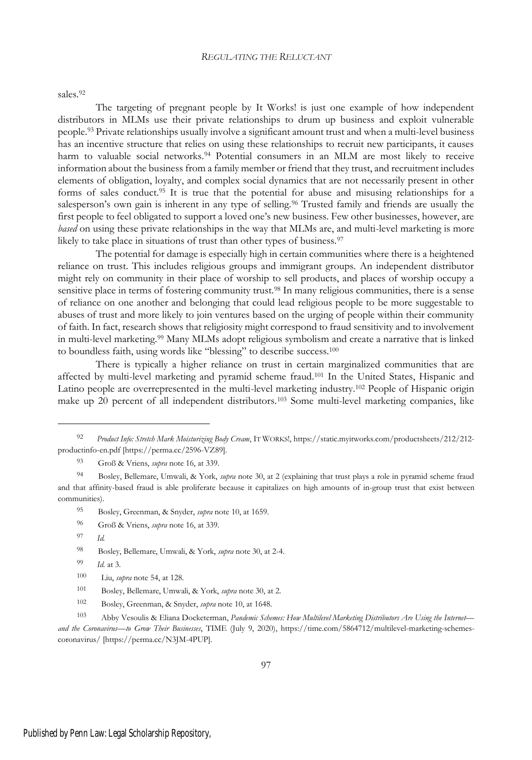sales.[92]

The targeting of pregnant people by It Works! is just one example of how independent distributors in MLMs use their private relationships to drum up business and exploit vulnerable people.[93] Private relationships usually involve a significant amount trust and when a multi-level business has an incentive structure that relies on using these relationships to recruit new participants, it causes harm to valuable social networks.[94] Potential consumers in an MLM are most likely to receive information about the business from a family member or friend that they trust, and recruitment includes elements of obligation, loyalty, and complex social dynamics that are not necessarily present in other forms of sales conduct.[95] It is true that the potential for abuse and misusing relationships for a salesperson's own gain is inherent in any type of selling.[96] Trusted family and friends are usually the first people to feel obligated to support a loved one's new business. Few other businesses, however, are *based* on using these private relationships in the way that MLMs are, and multi-level marketing is more likely to take place in situations of trust than other types of business.[97]

The potential for damage is especially high in certain communities where there is a heightened reliance on trust. This includes religious groups and immigrant groups. An independent distributor might rely on community in their place of worship to sell products, and places of worship occupy a sensitive place in terms of fostering community trust.[98] In many religious communities, there is a sense of reliance on one another and belonging that could lead religious people to be more suggestable to abuses of trust and more likely to join ventures based on the urging of people within their community of faith. In fact, research shows that religiosity might correspond to fraud sensitivity and to involvement in multi-level marketing.[99] Many MLMs adopt religious symbolism and create a narrative that is linked to boundless faith, using words like "blessing" to describe success.[100]

There is typically a higher reliance on trust in certain marginalized communities that are affected by multi-level marketing and pyramid scheme fraud.[101] In the United States, Hispanic and Latino people are overrepresented in the multi-level marketing industry.[102] People of Hispanic origin make up 20 percent of all independent distributors.[103] Some multi-level marketing companies, like

---

[92] *Product Info: Stretch Mark Moisturizing Body Cream*, IT WORKS!, https://static.myitworks.com/productsheets/212/212-productinfo-en.pdf [https://perma.cc/2596-VZ89].

[93] Groß & Vriens, *supra* note 16, at 339.

[94] Bosley, Bellemare, Umwali, & York, *supra* note 30, at 2 (explaining that trust plays a role in pyramid scheme fraud and that affinity-based fraud is able proliferate because it capitalizes on high amounts of in-group trust that exist between communities).

[95] Bosley, Greenman, & Snyder, *supra* note 10, at 1659.

[96] Groß & Vriens, *supra* note 16, at 339.

[97] *Id.*

[98] Bosley, Bellemare, Umwali, & York, *supra* note 30, at 2-4.

[99] *Id.* at 3.

[100] Liu, *supra* note 54, at 128.

[101] Bosley, Bellemare, Umwali, & York, *supra* note 30, at 2.

[102] Bosley, Greenman, & Snyder, *supra* note 10, at 1648.

[103] Abby Vesoulis & Eliana Dockterman, *Pandemic Schemes: How Multilevel Marketing Distributors Are Using the Internet—and the Coronavirus—to Grow Their Businesses*, TIME (July 9, 2020), https://time.com/5864712/multilevel-marketing-schemes-coronavirus/ [https://perma.cc/N3JM-4PUP].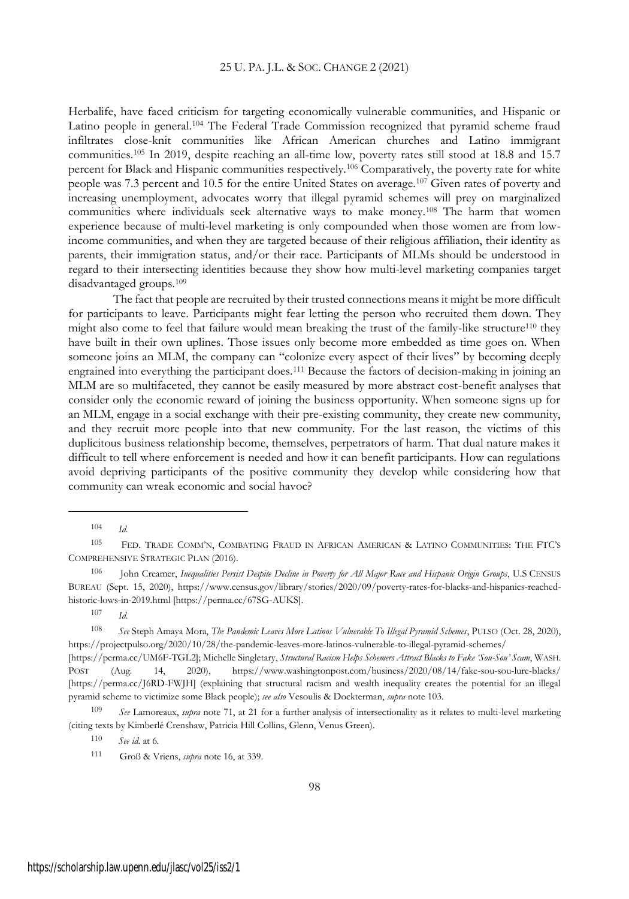Herbalife, have faced criticism for targeting economically vulnerable communities, and Hispanic or Latino people in general.[104] The Federal Trade Commission recognized that pyramid scheme fraud infiltrates close-knit communities like African American churches and Latino immigrant communities.[105] In 2019, despite reaching an all-time low, poverty rates still stood at 18.8 and 15.7 percent for Black and Hispanic communities respectively.[106] Comparatively, the poverty rate for white people was 7.3 percent and 10.5 for the entire United States on average.[107] Given rates of poverty and increasing unemployment, advocates worry that illegal pyramid schemes will prey on marginalized communities where individuals seek alternative ways to make money.[108] The harm that women experience because of multi-level marketing is only compounded when those women are from low-income communities, and when they are targeted because of their religious affiliation, their identity as parents, their immigration status, and/or their race. Participants of MLMs should be understood in regard to their intersecting identities because they show how multi-level marketing companies target disadvantaged groups.[109]

The fact that people are recruited by their trusted connections means it might be more difficult for participants to leave. Participants might fear letting the person who recruited them down. They might also come to feel that failure would mean breaking the trust of the family-like structure[110] they have built in their own uplines. Those issues only become more embedded as time goes on. When someone joins an MLM, the company can "colonize every aspect of their lives" by becoming deeply engrained into everything the participant does.[111] Because the factors of decision-making in joining an MLM are so multifaceted, they cannot be easily measured by more abstract cost-benefit analyses that consider only the economic reward of joining the business opportunity. When someone signs up for an MLM, engage in a social exchange with their pre-existing community, they create new community, and they recruit more people into that new community. For the last reason, the victims of this duplicitous business relationship become, themselves, perpetrators of harm. That dual nature makes it difficult to tell where enforcement is needed and how it can benefit participants. How can regulations avoid depriving participants of the positive community they develop while considering how that community can wreak economic and social havoc?

---

[104] *Id.*

[105] FED. TRADE COMM'N, COMBATING FRAUD IN AFRICAN AMERICAN & LATINO COMMUNITIES: THE FTC'S COMPREHENSIVE STRATEGIC PLAN (2016).

[106] John Creamer, *Inequalities Persist Despite Decline in Poverty for All Major Race and Hispanic Origin Groups*, U.S CENSUS BUREAU (Sept. 15, 2020), https://www.census.gov/library/stories/2020/09/poverty-rates-for-blacks-and-hispanics-reached-historic-lows-in-2019.html [https://perma.cc/67SG-AUKS].

[107] *Id.*

[108] *See* Steph Amaya Mora, *The Pandemic Leaves More Latinos Vulnerable To Illegal Pyramid Schemes*, PULSO (Oct. 28, 2020), https://projectpulso.org/2020/10/28/the-pandemic-leaves-more-latinos-vulnerable-to-illegal-pyramid-schemes/ [https://perma.cc/UM6F-TGL2]; Michelle Singletary, *Structural Racism Helps Schemers Attract Blacks to Fake 'Sou-Sou' Scam*, WASH. POST (Aug. 14, 2020), https://www.washingtonpost.com/business/2020/08/14/fake-sou-sou-lure-blacks/ [https://perma.cc/J6RD-FWJH] (explaining that structural racism and wealth inequality creates the potential for an illegal pyramid scheme to victimize some Black people); *see also* Vesoulis & Dockterman, *supra* note 103.

[109] *See* Lamoreaux, *supra* note 71, at 21 for a further analysis of intersectionality as it relates to multi-level marketing (citing texts by Kimberlé Crenshaw, Patricia Hill Collins, Glenn, Venus Green).

[110] *See id.* at 6.

[111] Groß & Vriens, *supra* note 16, at 339.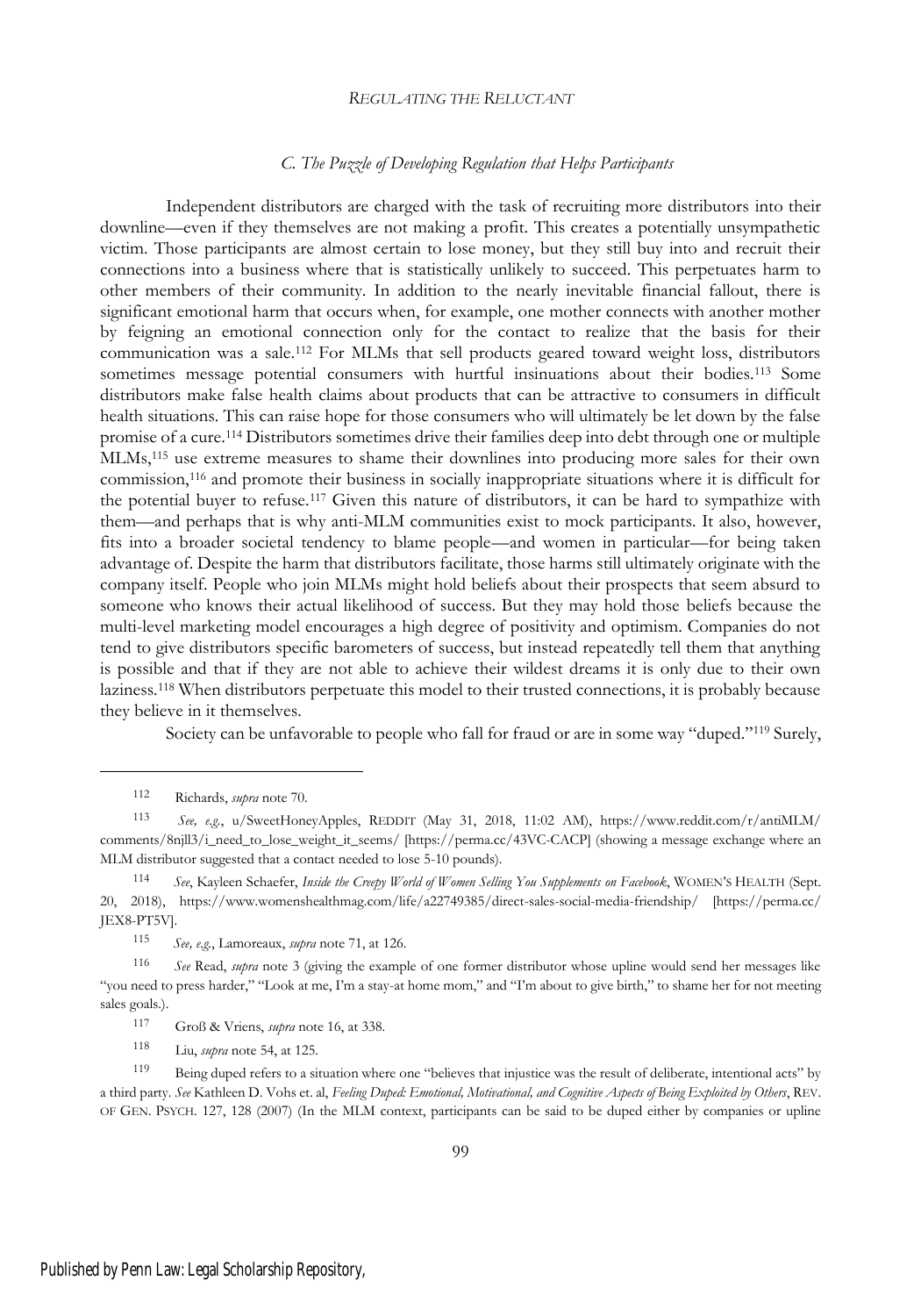### *C. The Puzzle of Developing Regulation that Helps Participants*

Independent distributors are charged with the task of recruiting more distributors into their downline—even if they themselves are not making a profit. This creates a potentially unsympathetic victim. Those participants are almost certain to lose money, but they still buy into and recruit their connections into a business where that is statistically unlikely to succeed. This perpetuates harm to other members of their community. In addition to the nearly inevitable financial fallout, there is significant emotional harm that occurs when, for example, one mother connects with another mother by feigning an emotional connection only for the contact to realize that the basis for their communication was a sale.[112] For MLMs that sell products geared toward weight loss, distributors sometimes message potential consumers with hurtful insinuations about their bodies.[113] Some distributors make false health claims about products that can be attractive to consumers in difficult health situations. This can raise hope for those consumers who will ultimately be let down by the false promise of a cure.[114] Distributors sometimes drive their families deep into debt through one or multiple MLMs,[115] use extreme measures to shame their downlines into producing more sales for their own commission,[116] and promote their business in socially inappropriate situations where it is difficult for the potential buyer to refuse.[117] Given this nature of distributors, it can be hard to sympathize with them—and perhaps that is why anti-MLM communities exist to mock participants. It also, however, fits into a broader societal tendency to blame people—and women in particular—for being taken advantage of. Despite the harm that distributors facilitate, those harms still ultimately originate with the company itself. People who join MLMs might hold beliefs about their prospects that seem absurd to someone who knows their actual likelihood of success. But they may hold those beliefs because the multi-level marketing model encourages a high degree of positivity and optimism. Companies do not tend to give distributors specific barometers of success, but instead repeatedly tell them that anything is possible and that if they are not able to achieve their wildest dreams it is only due to their own laziness.[118] When distributors perpetuate this model to their trusted connections, it is probably because they believe in it themselves.

Society can be unfavorable to people who fall for fraud or are in some way "duped."[119] Surely,

---

[112] Richards, *supra* note 70.

[113] *See, e.g.*, u/SweetHoneyApples, REDDIT (May 31, 2018, 11:02 AM), https://www.reddit.com/r/antiMLM/comments/8njll3/i_need_to_lose_weight_it_seems/ [https://perma.cc/43VC-CACP] (showing a message exchange where an MLM distributor suggested that a contact needed to lose 5-10 pounds).

[114] *See*, Kayleen Schaefer, *Inside the Creepy World of Women Selling You Supplements on Facebook*, WOMEN'S HEALTH (Sept. 20, 2018), https://www.womenshealthmag.com/life/a22749385/direct-sales-social-media-friendship/ [https://perma.cc/JEX8-PT5V].

[115] *See, e.g.*, Lamoreaux, *supra* note 71, at 126.

[116] *See* Read, *supra* note 3 (giving the example of one former distributor whose upline would send her messages like "you need to press harder," "Look at me, I'm a stay-at home mom," and "I'm about to give birth," to shame her for not meeting sales goals.).

[117] Groß & Vriens, *supra* note 16, at 338.

[118] Liu, *supra* note 54, at 125.

[119] Being duped refers to a situation where one "believes that injustice was the result of deliberate, intentional acts" by a third party. *See* Kathleen D. Vohs et. al, *Feeling Duped: Emotional, Motivational, and Cognitive Aspects of Being Exploited by Others*, REV. OF GEN. PSYCH. 127, 128 (2007) (In the MLM context, participants can be said to be duped either by companies or upline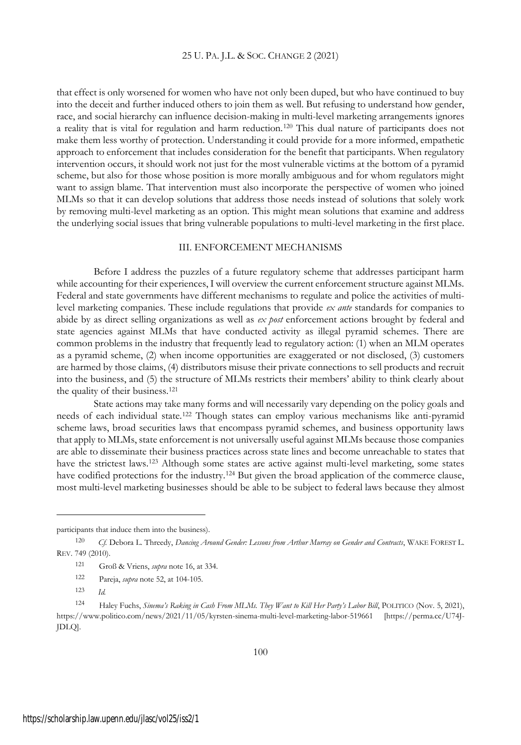that effect is only worsened for women who have not only been duped, but who have continued to buy into the deceit and further induced others to join them as well. But refusing to understand how gender, race, and social hierarchy can influence decision-making in multi-level marketing arrangements ignores a reality that is vital for regulation and harm reduction.[120] This dual nature of participants does not make them less worthy of protection. Understanding it could provide for a more informed, empathetic approach to enforcement that includes consideration for the benefit that participants. When regulatory intervention occurs, it should work not just for the most vulnerable victims at the bottom of a pyramid scheme, but also for those whose position is more morally ambiguous and for whom regulators might want to assign blame. That intervention must also incorporate the perspective of women who joined MLMs so that it can develop solutions that address those needs instead of solutions that solely work by removing multi-level marketing as an option. This might mean solutions that examine and address the underlying social issues that bring vulnerable populations to multi-level marketing in the first place.

## III. ENFORCEMENT MECHANISMS

Before I address the puzzles of a future regulatory scheme that addresses participant harm while accounting for their experiences, I will overview the current enforcement structure against MLMs. Federal and state governments have different mechanisms to regulate and police the activities of multi-level marketing companies. These include regulations that provide *ex ante* standards for companies to abide by as direct selling organizations as well as *ex post* enforcement actions brought by federal and state agencies against MLMs that have conducted activity as illegal pyramid schemes. There are common problems in the industry that frequently lead to regulatory action: (1) when an MLM operates as a pyramid scheme, (2) when income opportunities are exaggerated or not disclosed, (3) customers are harmed by those claims, (4) distributors misuse their private connections to sell products and recruit into the business, and (5) the structure of MLMs restricts their members' ability to think clearly about the quality of their business.[121]

State actions may take many forms and will necessarily vary depending on the policy goals and needs of each individual state.[122] Though states can employ various mechanisms like anti-pyramid scheme laws, broad securities laws that encompass pyramid schemes, and business opportunity laws that apply to MLMs, state enforcement is not universally useful against MLMs because those companies are able to disseminate their business practices across state lines and become unreachable to states that have the strictest laws.[123] Although some states are active against multi-level marketing, some states have codified protections for the industry.[124] But given the broad application of the commerce clause, most multi-level marketing businesses should be able to be subject to federal laws because they almost

---

participants that induce them into the business).

[120] *Cf.* Debora L. Threedy, *Dancing Around Gender: Lessons from Arthur Murray on Gender and Contracts*, WAKE FOREST L. REV. 749 (2010).

[121] Groß & Vriens, *supra* note 16, at 334.

[122] Pareja, *supra* note 52, at 104-105.

[123] *Id.*

[124] Haley Fuchs, *Sinema's Raking in Cash From MLMs. They Want to Kill Her Party's Labor Bill*, POLITICO (Nov. 5, 2021), https://www.politico.com/news/2021/11/05/kyrsten-sinema-multi-level-marketing-labor-519661 [https://perma.cc/U74J-JDLQ].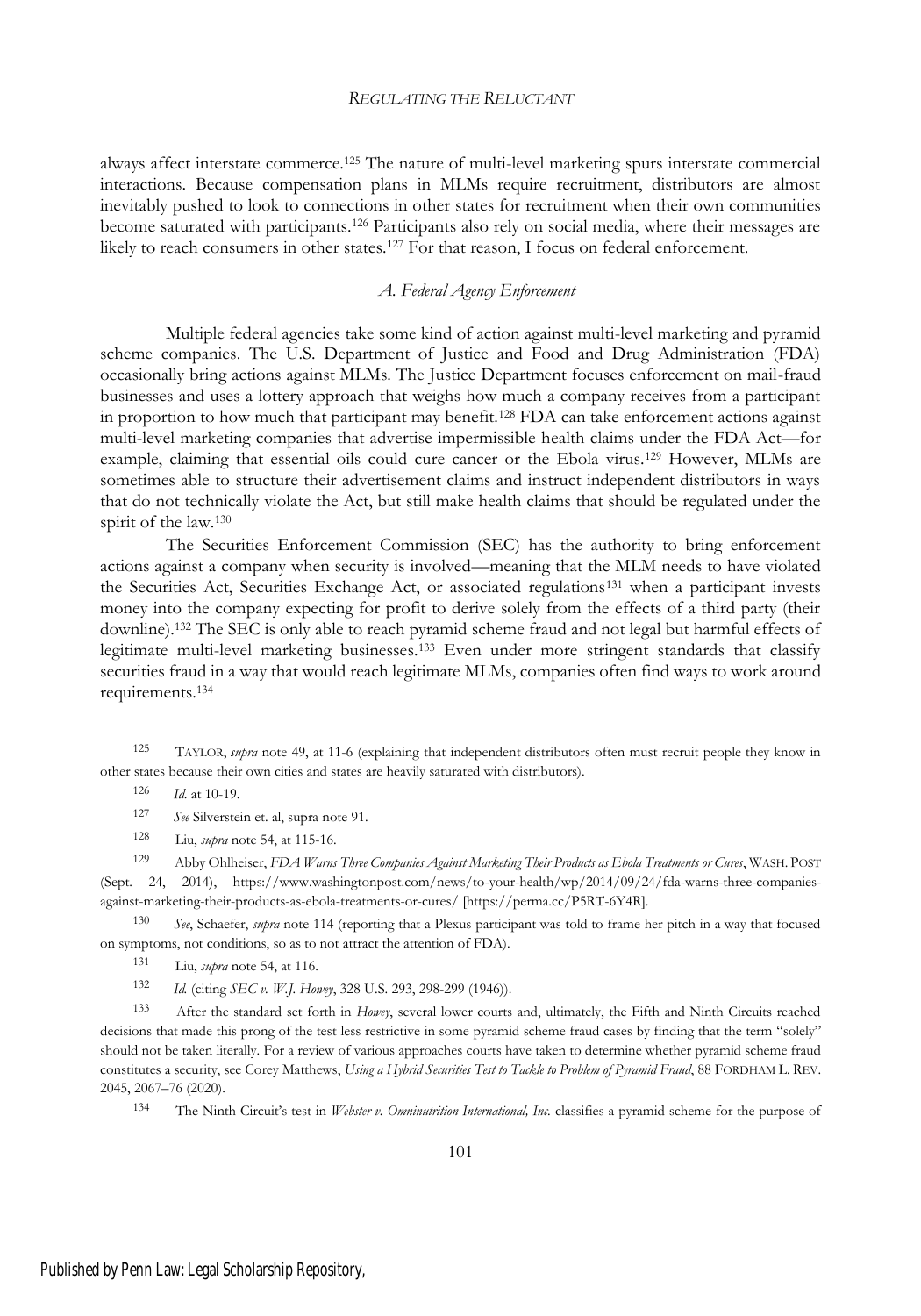always affect interstate commerce.[125] The nature of multi-level marketing spurs interstate commercial interactions. Because compensation plans in MLMs require recruitment, distributors are almost inevitably pushed to look to connections in other states for recruitment when their own communities become saturated with participants.[126] Participants also rely on social media, where their messages are likely to reach consumers in other states.[127] For that reason, I focus on federal enforcement.

### *A. Federal Agency Enforcement*

Multiple federal agencies take some kind of action against multi-level marketing and pyramid scheme companies. The U.S. Department of Justice and Food and Drug Administration (FDA) occasionally bring actions against MLMs. The Justice Department focuses enforcement on mail-fraud businesses and uses a lottery approach that weighs how much a company receives from a participant in proportion to how much that participant may benefit.[128] FDA can take enforcement actions against multi-level marketing companies that advertise impermissible health claims under the FDA Act—for example, claiming that essential oils could cure cancer or the Ebola virus.[129] However, MLMs are sometimes able to structure their advertisement claims and instruct independent distributors in ways that do not technically violate the Act, but still make health claims that should be regulated under the spirit of the law.[130]

The Securities Enforcement Commission (SEC) has the authority to bring enforcement actions against a company when security is involved—meaning that the MLM needs to have violated the Securities Act, Securities Exchange Act, or associated regulations[131] when a participant invests money into the company expecting for profit to derive solely from the effects of a third party (their downline).[132] The SEC is only able to reach pyramid scheme fraud and not legal but harmful effects of legitimate multi-level marketing businesses.[133] Even under more stringent standards that classify securities fraud in a way that would reach legitimate MLMs, companies often find ways to work around requirements.[134]

---

[125] TAYLOR, *supra* note 49, at 11-6 (explaining that independent distributors often must recruit people they know in other states because their own cities and states are heavily saturated with distributors).

[126] *Id.* at 10-19.

[127] *See* Silverstein et. al, supra note 91.

[128] Liu, *supra* note 54, at 115-16.

[129] Abby Ohlheiser, *FDA Warns Three Companies Against Marketing Their Products as Ebola Treatments or Cures*, WASH. POST (Sept. 24, 2014), https://www.washingtonpost.com/news/to-your-health/wp/2014/09/24/fda-warns-three-companies-against-marketing-their-products-as-ebola-treatments-or-cures/ [https://perma.cc/P5RT-6Y4R].

[130] *See*, Schaefer, *supra* note 114 (reporting that a Plexus participant was told to frame her pitch in a way that focused on symptoms, not conditions, so as to not attract the attention of FDA).

[131] Liu, *supra* note 54, at 116.

[132] *Id.* (citing *SEC v. W.J. Howey*, 328 U.S. 293, 298-299 (1946)).

[133] After the standard set forth in *Howey*, several lower courts and, ultimately, the Fifth and Ninth Circuits reached decisions that made this prong of the test less restrictive in some pyramid scheme fraud cases by finding that the term "solely" should not be taken literally. For a review of various approaches courts have taken to determine whether pyramid scheme fraud constitutes a security, see Corey Matthews, *Using a Hybrid Securities Test to Tackle to Problem of Pyramid Fraud*, 88 FORDHAM L. REV. 2045, 2067–76 (2020).

[134] The Ninth Circuit's test in *Webster v. Omninutrition International, Inc.* classifies a pyramid scheme for the purpose of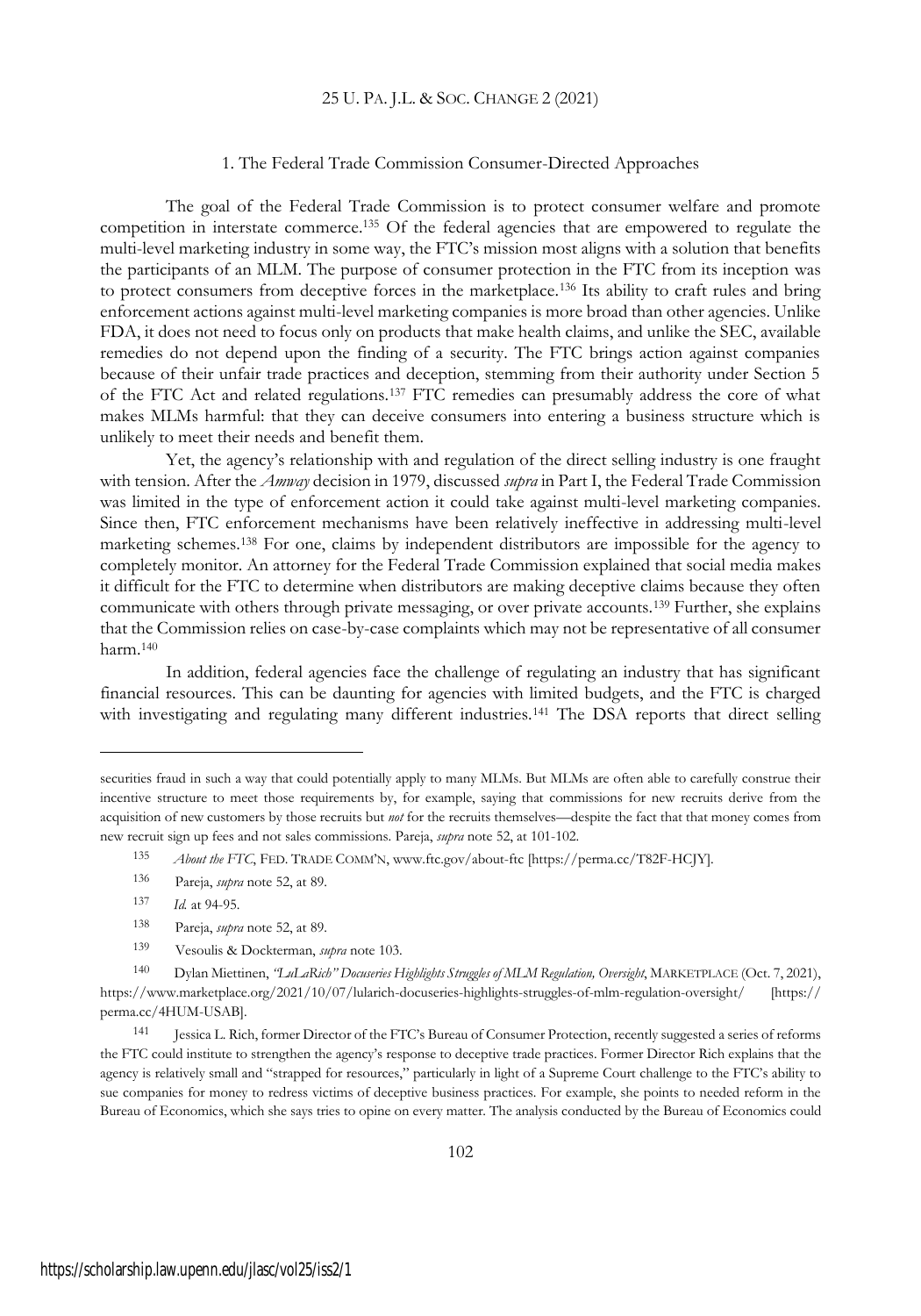### 1. The Federal Trade Commission Consumer-Directed Approaches

The goal of the Federal Trade Commission is to protect consumer welfare and promote competition in interstate commerce.[135] Of the federal agencies that are empowered to regulate the multi-level marketing industry in some way, the FTC's mission most aligns with a solution that benefits the participants of an MLM. The purpose of consumer protection in the FTC from its inception was to protect consumers from deceptive forces in the marketplace.[136] Its ability to craft rules and bring enforcement actions against multi-level marketing companies is more broad than other agencies. Unlike FDA, it does not need to focus only on products that make health claims, and unlike the SEC, available remedies do not depend upon the finding of a security. The FTC brings action against companies because of their unfair trade practices and deception, stemming from their authority under Section 5 of the FTC Act and related regulations.[137] FTC remedies can presumably address the core of what makes MLMs harmful: that they can deceive consumers into entering a business structure which is unlikely to meet their needs and benefit them.

Yet, the agency's relationship with and regulation of the direct selling industry is one fraught with tension. After the *Amway* decision in 1979, discussed *supra* in Part I, the Federal Trade Commission was limited in the type of enforcement action it could take against multi-level marketing companies. Since then, FTC enforcement mechanisms have been relatively ineffective in addressing multi-level marketing schemes.[138] For one, claims by independent distributors are impossible for the agency to completely monitor. An attorney for the Federal Trade Commission explained that social media makes it difficult for the FTC to determine when distributors are making deceptive claims because they often communicate with others through private messaging, or over private accounts.[139] Further, she explains that the Commission relies on case-by-case complaints which may not be representative of all consumer harm.[140]

In addition, federal agencies face the challenge of regulating an industry that has significant financial resources. This can be daunting for agencies with limited budgets, and the FTC is charged with investigating and regulating many different industries.[141] The DSA reports that direct selling

---

securities fraud in such a way that could potentially apply to many MLMs. But MLMs are often able to carefully construe their incentive structure to meet those requirements by, for example, saying that commissions for new recruits derive from the acquisition of new customers by those recruits but *not* for the recruits themselves—despite the fact that that money comes from new recruit sign up fees and not sales commissions. Pareja, *supra* note 52, at 101-102.

[135] *About the FTC*, FED. TRADE COMM'N, www.ftc.gov/about-ftc [https://perma.cc/T82F-HCJY].

[136] Pareja, *supra* note 52, at 89.

[137] *Id.* at 94-95.

[138] Pareja, *supra* note 52, at 89.

[139] Vesoulis & Dockterman, *supra* note 103.

[140] Dylan Miettinen, *"LuLaRich" Docuseries Highlights Struggles of MLM Regulation, Oversight*, MARKETPLACE (Oct. 7, 2021), https://www.marketplace.org/2021/10/07/lularich-docuseries-highlights-struggles-of-mlm-regulation-oversight/ [https://perma.cc/4HUM-USAB].

[141] Jessica L. Rich, former Director of the FTC's Bureau of Consumer Protection, recently suggested a series of reforms the FTC could institute to strengthen the agency's response to deceptive trade practices. Former Director Rich explains that the agency is relatively small and "strapped for resources," particularly in light of a Supreme Court challenge to the FTC's ability to sue companies for money to redress victims of deceptive business practices. For example, she points to needed reform in the Bureau of Economics, which she says tries to opine on every matter. The analysis conducted by the Bureau of Economics could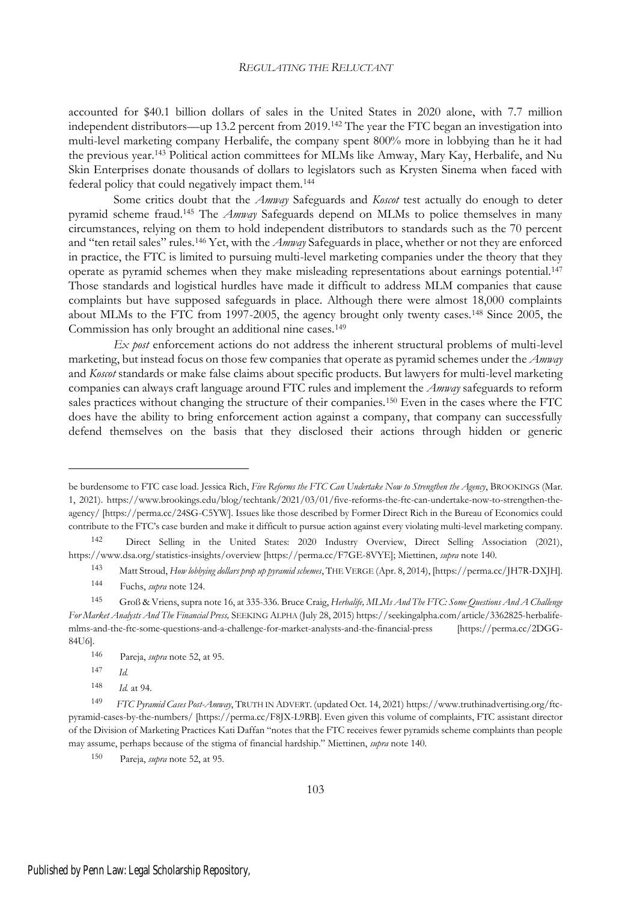accounted for $40.1 billion dollars of sales in the United States in 2020 alone, with 7.7 million independent distributors—up 13.2 percent from 2019.[142] The year the FTC began an investigation into multi-level marketing company Herbalife, the company spent 800% more in lobbying than he it had the previous year.[143] Political action committees for MLMs like Amway, Mary Kay, Herbalife, and Nu Skin Enterprises donate thousands of dollars to legislators such as Krysten Sinema when faced with federal policy that could negatively impact them.[144]

Some critics doubt that the *Amway* Safeguards and *Koscot* test actually do enough to deter pyramid scheme fraud.[145] The *Amway* Safeguards depend on MLMs to police themselves in many circumstances, relying on them to hold independent distributors to standards such as the 70 percent and "ten retail sales" rules.[146] Yet, with the *Amway* Safeguards in place, whether or not they are enforced in practice, the FTC is limited to pursuing multi-level marketing companies under the theory that they operate as pyramid schemes when they make misleading representations about earnings potential.[147] Those standards and logistical hurdles have made it difficult to address MLM companies that cause complaints but have supposed safeguards in place. Although there were almost 18,000 complaints about MLMs to the FTC from 1997-2005, the agency brought only twenty cases.[148] Since 2005, the Commission has only brought an additional nine cases.[149]

*Ex post* enforcement actions do not address the inherent structural problems of multi-level marketing, but instead focus on those few companies that operate as pyramid schemes under the *Amway* and *Koscot* standards or make false claims about specific products. But lawyers for multi-level marketing companies can always craft language around FTC rules and implement the *Amway* safeguards to reform sales practices without changing the structure of their companies.[150] Even in the cases where the FTC does have the ability to bring enforcement action against a company, that company can successfully defend themselves on the basis that they disclosed their actions through hidden or generic

---

be burdensome to FTC case load. Jessica Rich, *Five Reforms the FTC Can Undertake Now to Strengthen the Agency*, BROOKINGS (Mar. 1, 2021). https://www.brookings.edu/blog/techtank/2021/03/01/five-reforms-the-ftc-can-undertake-now-to-strengthen-the-agency/ [https://perma.cc/24SG-C5YW]. Issues like those described by Former Direct Rich in the Bureau of Economics could contribute to the FTC's case burden and make it difficult to pursue action against every violating multi-level marketing company.

[142] Direct Selling in the United States: 2020 Industry Overview, Direct Selling Association (2021), https://www.dsa.org/statistics-insights/overview [https://perma.cc/F7GE-8VYE]; Miettinen, *supra* note 140.

[143] Matt Stroud, *How lobbying dollars prop up pyramid schemes*, THE VERGE (Apr. 8, 2014), [https://perma.cc/JH7R-DXJH].

[144] Fuchs, *supra* note 124.

[145] Groß & Vriens, supra note 16, at 335-336. Bruce Craig, *Herbalife, MLMs And The FTC: Some Questions And A Challenge For Market Analysts And The Financial Press,* SEEKING ALPHA (July 28, 2015) https://seekingalpha.com/article/3362825-herbalife-mlms-and-the-ftc-some-questions-and-a-challenge-for-market-analysts-and-the-financial-press [https://perma.cc/2DGG-84U6].

[146] Pareja, *supra* note 52, at 95.

[147] *Id.*

[148] *Id.* at 94.

[149] *FTC Pyramid Cases Post-Amway*, TRUTH IN ADVERT. (updated Oct. 14, 2021) https://www.truthinadvertising.org/ftc-pyramid-cases-by-the-numbers/ [https://perma.cc/F8JX-L9RB]. Even given this volume of complaints, FTC assistant director of the Division of Marketing Practices Kati Daffan "notes that the FTC receives fewer pyramids scheme complaints than people may assume, perhaps because of the stigma of financial hardship." Miettinen, *supra* note 140.

[150] Pareja, *supra* note 52, at 95.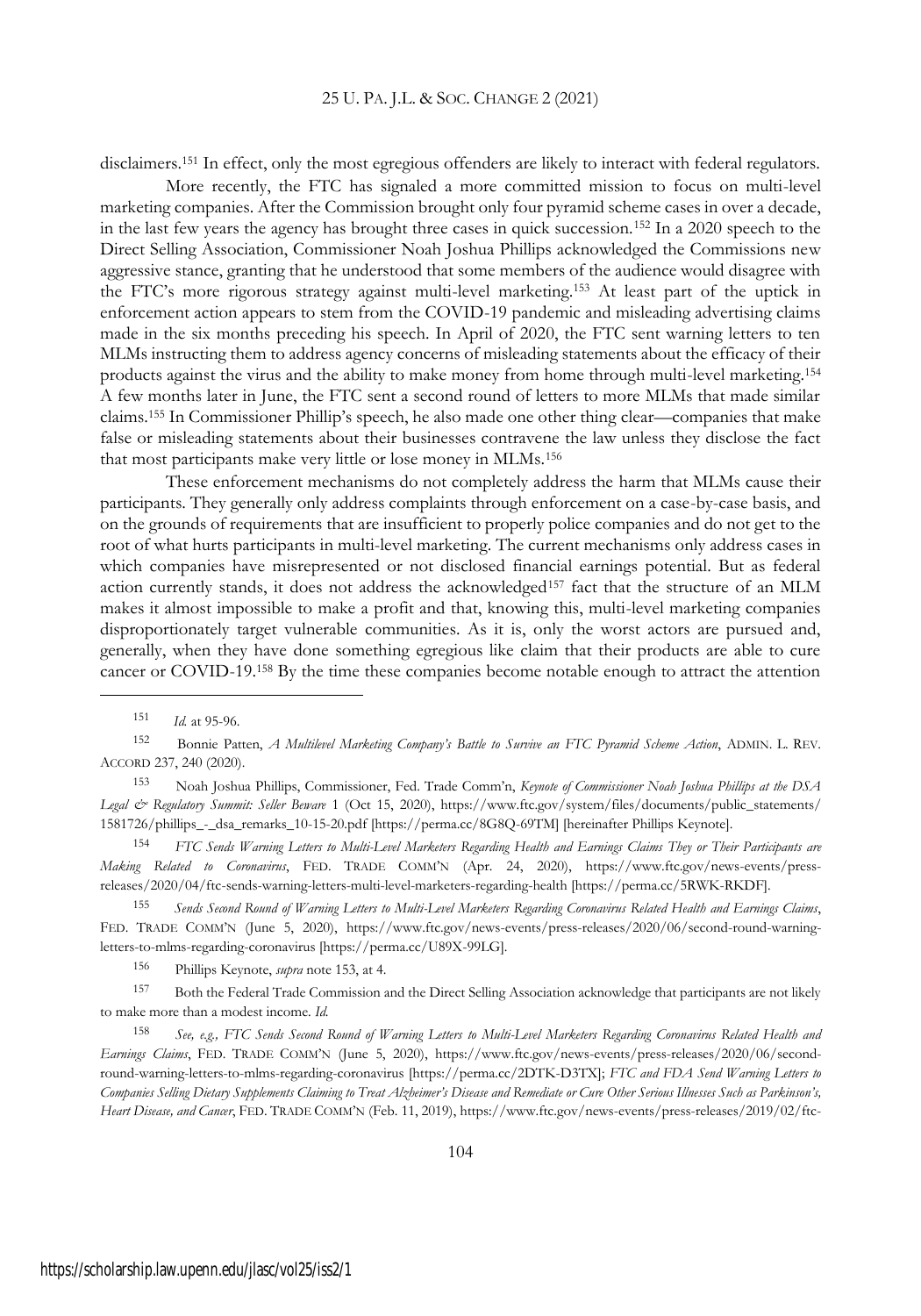disclaimers.[151] In effect, only the most egregious offenders are likely to interact with federal regulators.

More recently, the FTC has signaled a more committed mission to focus on multi-level marketing companies. After the Commission brought only four pyramid scheme cases in over a decade, in the last few years the agency has brought three cases in quick succession.[152] In a 2020 speech to the Direct Selling Association, Commissioner Noah Joshua Phillips acknowledged the Commissions new aggressive stance, granting that he understood that some members of the audience would disagree with the FTC's more rigorous strategy against multi-level marketing.[153] At least part of the uptick in enforcement action appears to stem from the COVID-19 pandemic and misleading advertising claims made in the six months preceding his speech. In April of 2020, the FTC sent warning letters to ten MLMs instructing them to address agency concerns of misleading statements about the efficacy of their products against the virus and the ability to make money from home through multi-level marketing.[154] A few months later in June, the FTC sent a second round of letters to more MLMs that made similar claims.[155] In Commissioner Phillip's speech, he also made one other thing clear—companies that make false or misleading statements about their businesses contravene the law unless they disclose the fact that most participants make very little or lose money in MLMs.[156]

These enforcement mechanisms do not completely address the harm that MLMs cause their participants. They generally only address complaints through enforcement on a case-by-case basis, and on the grounds of requirements that are insufficient to properly police companies and do not get to the root of what hurts participants in multi-level marketing. The current mechanisms only address cases in which companies have misrepresented or not disclosed financial earnings potential. But as federal action currently stands, it does not address the acknowledged[157] fact that the structure of an MLM makes it almost impossible to make a profit and that, knowing this, multi-level marketing companies disproportionately target vulnerable communities. As it is, only the worst actors are pursued and, generally, when they have done something egregious like claim that their products are able to cure cancer or COVID-19.[158] By the time these companies become notable enough to attract the attention

---

[151] *Id.* at 95-96.

[152] Bonnie Patten, *A Multilevel Marketing Company's Battle to Survive an FTC Pyramid Scheme Action*, ADMIN. L. REV. ACCORD 237, 240 (2020).

[153] Noah Joshua Phillips, Commissioner, Fed. Trade Comm'n, *Keynote of Commissioner Noah Joshua Phillips at the DSA Legal & Regulatory Summit: Seller Beware* 1 (Oct 15, 2020), https://www.ftc.gov/system/files/documents/public_statements/1581726/phillips_-_dsa_remarks_10-15-20.pdf [https://perma.cc/8G8Q-69TM] [hereinafter Phillips Keynote].

[154] *FTC Sends Warning Letters to Multi-Level Marketers Regarding Health and Earnings Claims They or Their Participants are Making Related to Coronavirus*, FED. TRADE COMM'N (Apr. 24, 2020), https://www.ftc.gov/news-events/press-releases/2020/04/ftc-sends-warning-letters-multi-level-marketers-regarding-health [https://perma.cc/5RWK-RKDF].

[155] *Sends Second Round of Warning Letters to Multi-Level Marketers Regarding Coronavirus Related Health and Earnings Claims*, FED. TRADE COMM'N (June 5, 2020), https://www.ftc.gov/news-events/press-releases/2020/06/second-round-warning-letters-to-mlms-regarding-coronavirus [https://perma.cc/U89X-99LG].

[156] Phillips Keynote, *supra* note 153, at 4.

[157] Both the Federal Trade Commission and the Direct Selling Association acknowledge that participants are not likely to make more than a modest income. *Id.*

[158] *See, e.g., FTC Sends Second Round of Warning Letters to Multi-Level Marketers Regarding Coronavirus Related Health and Earnings Claims*, FED. TRADE COMM'N (June 5, 2020), https://www.ftc.gov/news-events/press-releases/2020/06/second-round-warning-letters-to-mlms-regarding-coronavirus [https://perma.cc/2DTK-D3TX]; *FTC and FDA Send Warning Letters to Companies Selling Dietary Supplements Claiming to Treat Alzheimer's Disease and Remediate or Cure Other Serious Illnesses Such as Parkinson's, Heart Disease, and Cancer*, FED. TRADE COMM'N (Feb. 11, 2019), https://www.ftc.gov/news-events/press-releases/2019/02/ftc-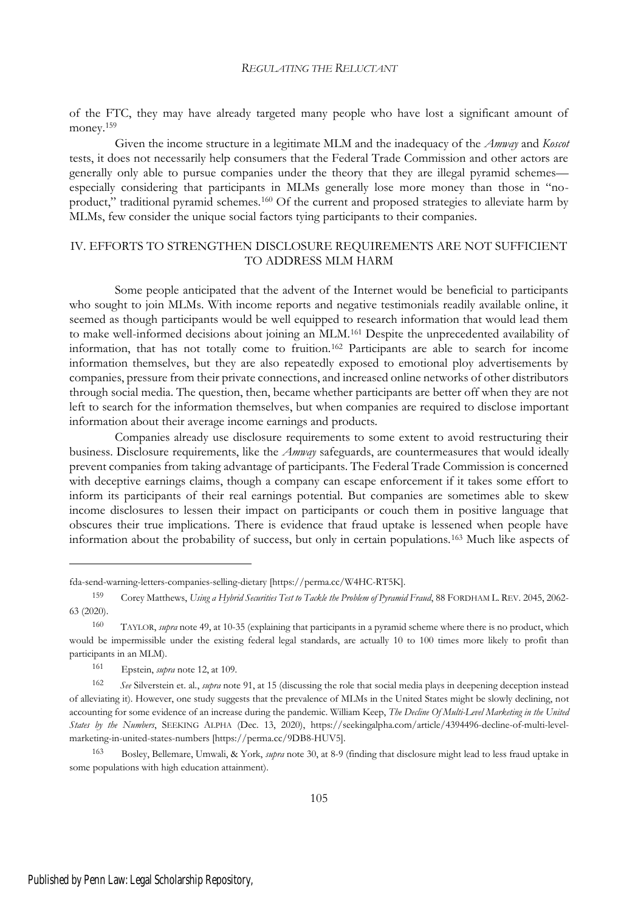of the FTC, they may have already targeted many people who have lost a significant amount of money.[159]

Given the income structure in a legitimate MLM and the inadequacy of the *Amway* and *Koscot* tests, it does not necessarily help consumers that the Federal Trade Commission and other actors are generally only able to pursue companies under the theory that they are illegal pyramid schemes—especially considering that participants in MLMs generally lose more money than those in "no-product," traditional pyramid schemes.[160] Of the current and proposed strategies to alleviate harm by MLMs, few consider the unique social factors tying participants to their companies.

## IV. EFFORTS TO STRENGTHEN DISCLOSURE REQUIREMENTS ARE NOT SUFFICIENT TO ADDRESS MLM HARM

Some people anticipated that the advent of the Internet would be beneficial to participants who sought to join MLMs. With income reports and negative testimonials readily available online, it seemed as though participants would be well equipped to research information that would lead them to make well-informed decisions about joining an MLM.[161] Despite the unprecedented availability of information, that has not totally come to fruition.[162] Participants are able to search for income information themselves, but they are also repeatedly exposed to emotional ploy advertisements by companies, pressure from their private connections, and increased online networks of other distributors through social media. The question, then, became whether participants are better off when they are not left to search for the information themselves, but when companies are required to disclose important information about their average income earnings and products.

Companies already use disclosure requirements to some extent to avoid restructuring their business. Disclosure requirements, like the *Amway* safeguards, are countermeasures that would ideally prevent companies from taking advantage of participants. The Federal Trade Commission is concerned with deceptive earnings claims, though a company can escape enforcement if it takes some effort to inform its participants of their real earnings potential. But companies are sometimes able to skew income disclosures to lessen their impact on participants or couch them in positive language that obscures their true implications. There is evidence that fraud uptake is lessened when people have information about the probability of success, but only in certain populations.[163] Much like aspects of

---

fda-send-warning-letters-companies-selling-dietary [https://perma.cc/W4HC-RT5K].

[159] Corey Matthews, *Using a Hybrid Securities Test to Tackle the Problem of Pyramid Fraud*, 88 FORDHAM L. REV. 2045, 2062-63 (2020).

[160] TAYLOR, *supra* note 49, at 10-35 (explaining that participants in a pyramid scheme where there is no product, which would be impermissible under the existing federal legal standards, are actually 10 to 100 times more likely to profit than participants in an MLM).

[161] Epstein, *supra* note 12, at 109.

[162] *See* Silverstein et. al., *supra* note 91, at 15 (discussing the role that social media plays in deepening deception instead of alleviating it). However, one study suggests that the prevalence of MLMs in the United States might be slowly declining, not accounting for some evidence of an increase during the pandemic. William Keep, *The Decline Of Multi-Level Marketing in the United States by the Numbers*, SEEKING ALPHA (Dec. 13, 2020), https://seekingalpha.com/article/4394496-decline-of-multi-level-marketing-in-united-states-numbers [https://perma.cc/9DB8-HUV5].

[163] Bosley, Bellemare, Umwali, & York, *supra* note 30, at 8-9 (finding that disclosure might lead to less fraud uptake in some populations with high education attainment).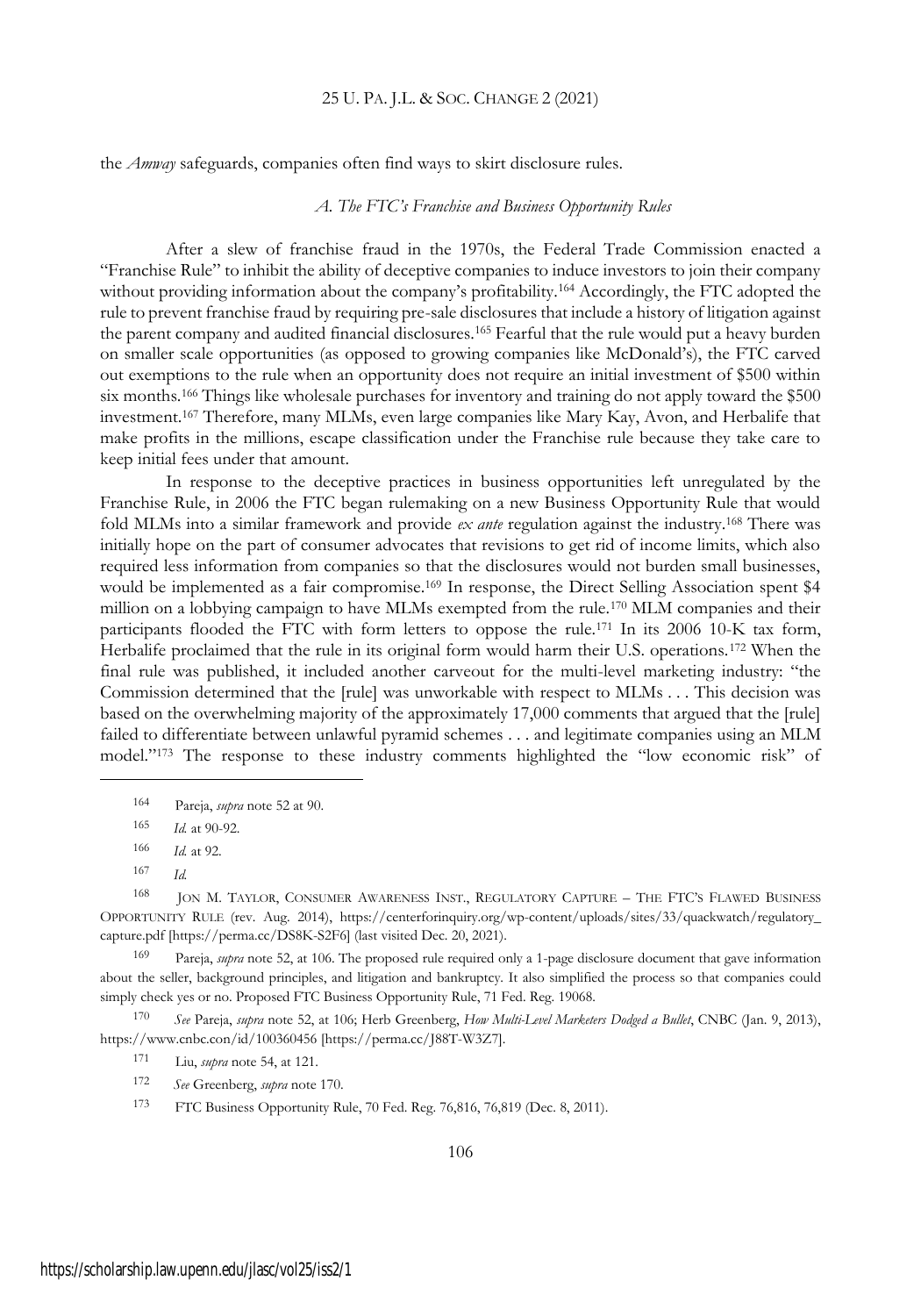the *Amway* safeguards, companies often find ways to skirt disclosure rules.

### *A. The FTC's Franchise and Business Opportunity Rules*

After a slew of franchise fraud in the 1970s, the Federal Trade Commission enacted a "Franchise Rule" to inhibit the ability of deceptive companies to induce investors to join their company without providing information about the company's profitability.[164] Accordingly, the FTC adopted the rule to prevent franchise fraud by requiring pre-sale disclosures that include a history of litigation against the parent company and audited financial disclosures.[165] Fearful that the rule would put a heavy burden on smaller scale opportunities (as opposed to growing companies like McDonald's), the FTC carved out exemptions to the rule when an opportunity does not require an initial investment of $500 within six months.[166] Things like wholesale purchases for inventory and training do not apply toward the $500 investment.[167] Therefore, many MLMs, even large companies like Mary Kay, Avon, and Herbalife that make profits in the millions, escape classification under the Franchise rule because they take care to keep initial fees under that amount.

In response to the deceptive practices in business opportunities left unregulated by the Franchise Rule, in 2006 the FTC began rulemaking on a new Business Opportunity Rule that would fold MLMs into a similar framework and provide *ex ante* regulation against the industry.[168] There was initially hope on the part of consumer advocates that revisions to get rid of income limits, which also required less information from companies so that the disclosures would not burden small businesses, would be implemented as a fair compromise.[169] In response, the Direct Selling Association spent $4 million on a lobbying campaign to have MLMs exempted from the rule.[170] MLM companies and their participants flooded the FTC with form letters to oppose the rule.[171] In its 2006 10-K tax form, Herbalife proclaimed that the rule in its original form would harm their U.S. operations.[172] When the final rule was published, it included another carveout for the multi-level marketing industry: "the Commission determined that the [rule] was unworkable with respect to MLMs . . . This decision was based on the overwhelming majority of the approximately 17,000 comments that argued that the [rule] failed to differentiate between unlawful pyramid schemes . . . and legitimate companies using an MLM model."[173] The response to these industry comments highlighted the "low economic risk" of

---

[164] Pareja, *supra* note 52 at 90.

[165] *Id.* at 90-92.

[166] *Id.* at 92.

[167] *Id.*

[168] JON M. TAYLOR, CONSUMER AWARENESS INST., REGULATORY CAPTURE – THE FTC'S FLAWED BUSINESS OPPORTUNITY RULE (rev. Aug. 2014), https://centerforinquiry.org/wp-content/uploads/sites/33/quackwatch/regulatory_capture.pdf [https://perma.cc/DS8K-S2F6] (last visited Dec. 20, 2021).

[169] Pareja, *supra* note 52, at 106. The proposed rule required only a 1-page disclosure document that gave information about the seller, background principles, and litigation and bankruptcy. It also simplified the process so that companies could simply check yes or no. Proposed FTC Business Opportunity Rule, 71 Fed. Reg. 19068.

[170] *See* Pareja, *supra* note 52, at 106; Herb Greenberg, *How Multi-Level Marketers Dodged a Bullet*, CNBC (Jan. 9, 2013), https://www.cnbc.com/id/100360456 [https://perma.cc/J88T-W3Z7].

[171] Liu, *supra* note 54, at 121.

[172] *See* Greenberg, *supra* note 170.

[173] FTC Business Opportunity Rule, 70 Fed. Reg. 76,816, 76,819 (Dec. 8, 2011).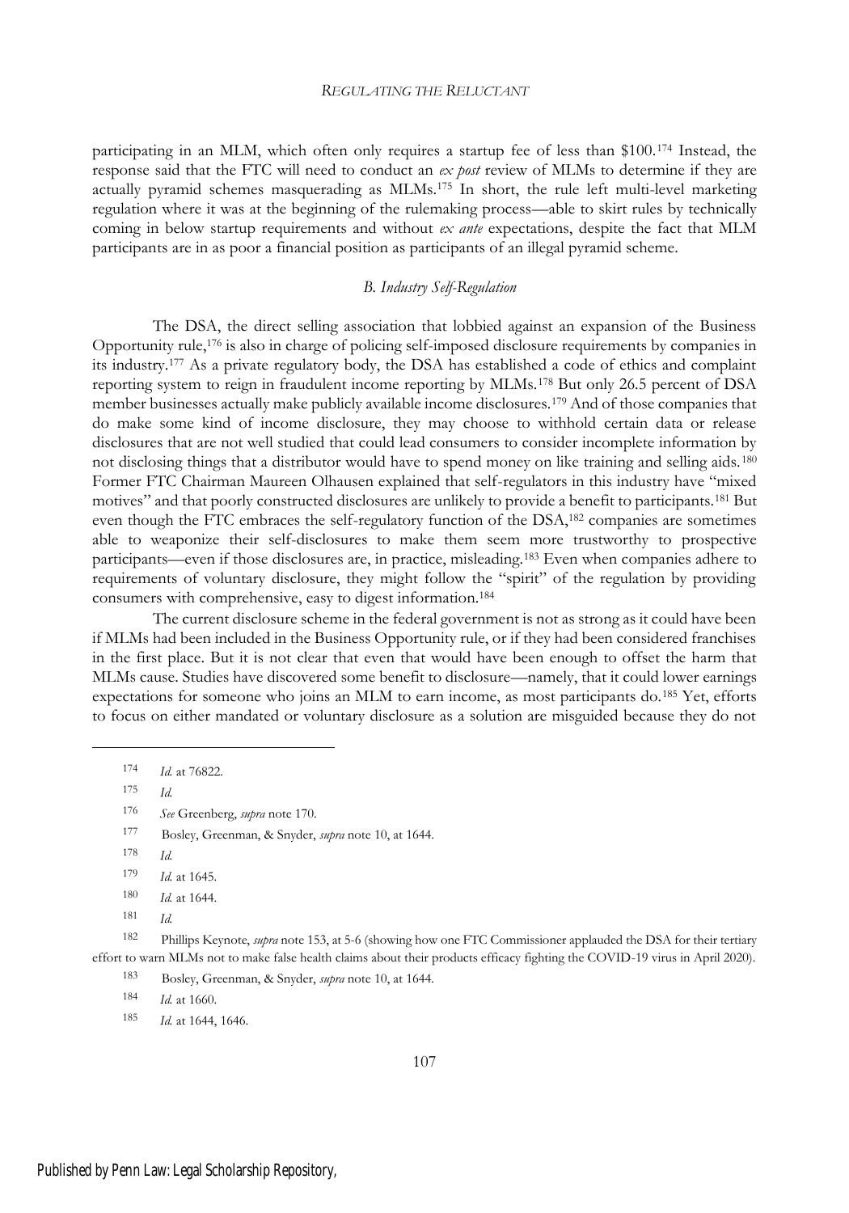participating in an MLM, which often only requires a startup fee of less than $100.[174] Instead, the response said that the FTC will need to conduct an *ex post* review of MLMs to determine if they are actually pyramid schemes masquerading as MLMs.[175] In short, the rule left multi-level marketing regulation where it was at the beginning of the rulemaking process—able to skirt rules by technically coming in below startup requirements and without *ex ante* expectations, despite the fact that MLM participants are in as poor a financial position as participants of an illegal pyramid scheme.

### *B. Industry Self-Regulation*

The DSA, the direct selling association that lobbied against an expansion of the Business Opportunity rule,[176] is also in charge of policing self-imposed disclosure requirements by companies in its industry.[177] As a private regulatory body, the DSA has established a code of ethics and complaint reporting system to reign in fraudulent income reporting by MLMs.[178] But only 26.5 percent of DSA member businesses actually make publicly available income disclosures.[179] And of those companies that do make some kind of income disclosure, they may choose to withhold certain data or release disclosures that are not well studied that could lead consumers to consider incomplete information by not disclosing things that a distributor would have to spend money on like training and selling aids.[180] Former FTC Chairman Maureen Olhausen explained that self-regulators in this industry have "mixed motives" and that poorly constructed disclosures are unlikely to provide a benefit to participants.[181] But even though the FTC embraces the self-regulatory function of the DSA,[182] companies are sometimes able to weaponize their self-disclosures to make them seem more trustworthy to prospective participants—even if those disclosures are, in practice, misleading.[183] Even when companies adhere to requirements of voluntary disclosure, they might follow the "spirit" of the regulation by providing consumers with comprehensive, easy to digest information.[184]

The current disclosure scheme in the federal government is not as strong as it could have been if MLMs had been included in the Business Opportunity rule, or if they had been considered franchises in the first place. But it is not clear that even that would have been enough to offset the harm that MLMs cause. Studies have discovered some benefit to disclosure—namely, that it could lower earnings expectations for someone who joins an MLM to earn income, as most participants do.[185] Yet, efforts to focus on either mandated or voluntary disclosure as a solution are misguided because they do not

---

[174] *Id.* at 76822.

[175] *Id.*

[176] *See* Greenberg, *supra* note 170.

[177] Bosley, Greenman, & Snyder, *supra* note 10, at 1644.

[178] *Id.*

[179] *Id.* at 1645.

[180] *Id.* at 1644.

[181] *Id.*

[182] Phillips Keynote, *supra* note 153, at 5-6 (showing how one FTC Commissioner applauded the DSA for their tertiary effort to warn MLMs not to make false health claims about their products efficacy fighting the COVID-19 virus in April 2020).

[183] Bosley, Greenman, & Snyder, *supra* note 10, at 1644.

[184] *Id.* at 1660.

[185] *Id.* at 1644, 1646.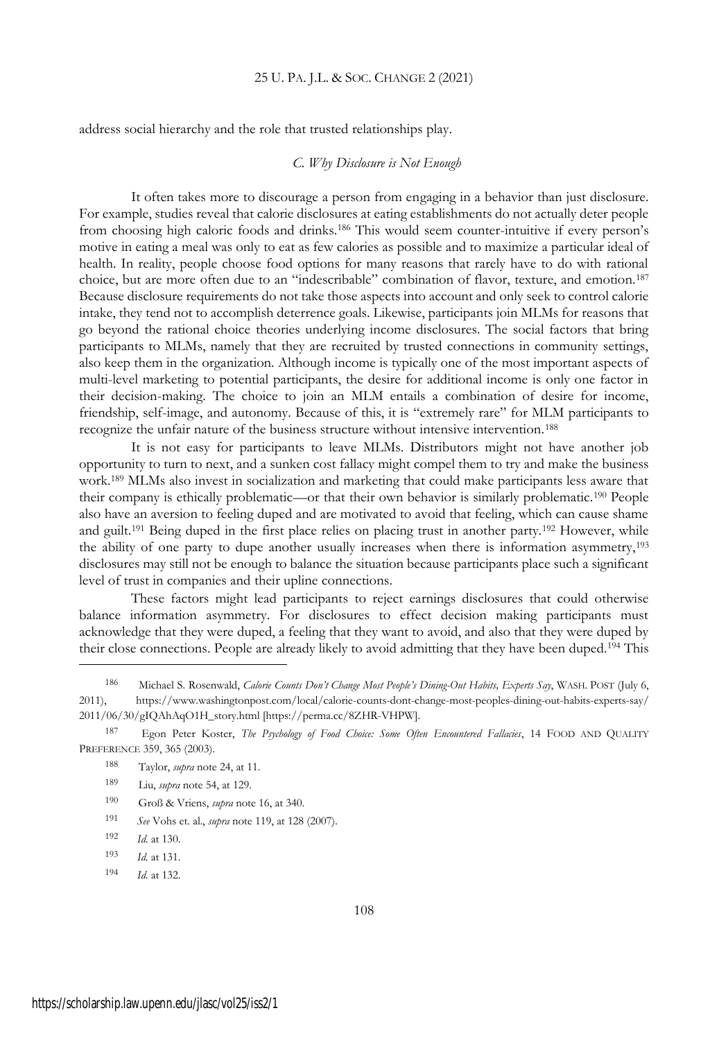address social hierarchy and the role that trusted relationships play.

### *C. Why Disclosure is Not Enough*

It often takes more to discourage a person from engaging in a behavior than just disclosure. For example, studies reveal that calorie disclosures at eating establishments do not actually deter people from choosing high caloric foods and drinks.[186] This would seem counter-intuitive if every person's motive in eating a meal was only to eat as few calories as possible and to maximize a particular ideal of health. In reality, people choose food options for many reasons that rarely have to do with rational choice, but are more often due to an "indescribable" combination of flavor, texture, and emotion.[187] Because disclosure requirements do not take those aspects into account and only seek to control calorie intake, they tend not to accomplish deterrence goals. Likewise, participants join MLMs for reasons that go beyond the rational choice theories underlying income disclosures. The social factors that bring participants to MLMs, namely that they are recruited by trusted connections in community settings, also keep them in the organization. Although income is typically one of the most important aspects of multi-level marketing to potential participants, the desire for additional income is only one factor in their decision-making. The choice to join an MLM entails a combination of desire for income, friendship, self-image, and autonomy. Because of this, it is "extremely rare" for MLM participants to recognize the unfair nature of the business structure without intensive intervention.[188]

It is not easy for participants to leave MLMs. Distributors might not have another job opportunity to turn to next, and a sunken cost fallacy might compel them to try and make the business work.[189] MLMs also invest in socialization and marketing that could make participants less aware that their company is ethically problematic—or that their own behavior is similarly problematic.[190] People also have an aversion to feeling duped and are motivated to avoid that feeling, which can cause shame and guilt.[191] Being duped in the first place relies on placing trust in another party.[192] However, while the ability of one party to dupe another usually increases when there is information asymmetry,[193] disclosures may still not be enough to balance the situation because participants place such a significant level of trust in companies and their upline connections.

These factors might lead participants to reject earnings disclosures that could otherwise balance information asymmetry. For disclosures to effect decision making participants must acknowledge that they were duped, a feeling that they want to avoid, and also that they were duped by their close connections. People are already likely to avoid admitting that they have been duped.[194] This

---

[186] Michael S. Rosenwald, *Calorie Counts Don't Change Most People's Dining-Out Habits, Experts Say*, WASH. POST (July 6, 2011), https://www.washingtonpost.com/local/calorie-counts-dont-change-most-peoples-dining-out-habits-experts-say/2011/06/30/gIQAhAqO1H_story.html [https://perma.cc/8ZHR-VHPW].

[187] Egon Peter Koster, *The Psychology of Food Choice: Some Often Encountered Fallacies*, 14 FOOD AND QUALITY PREFERENCE 359, 365 (2003).

[188] Taylor, *supra* note 24, at 11.

[189] Liu, *supra* note 54, at 129.

[190] Groß & Vriens, *supra* note 16, at 340.

[191] *See* Vohs et. al., *supra* note 119, at 128 (2007).

[192] *Id.* at 130.

[193] *Id.* at 131.

[194] *Id.* at 132.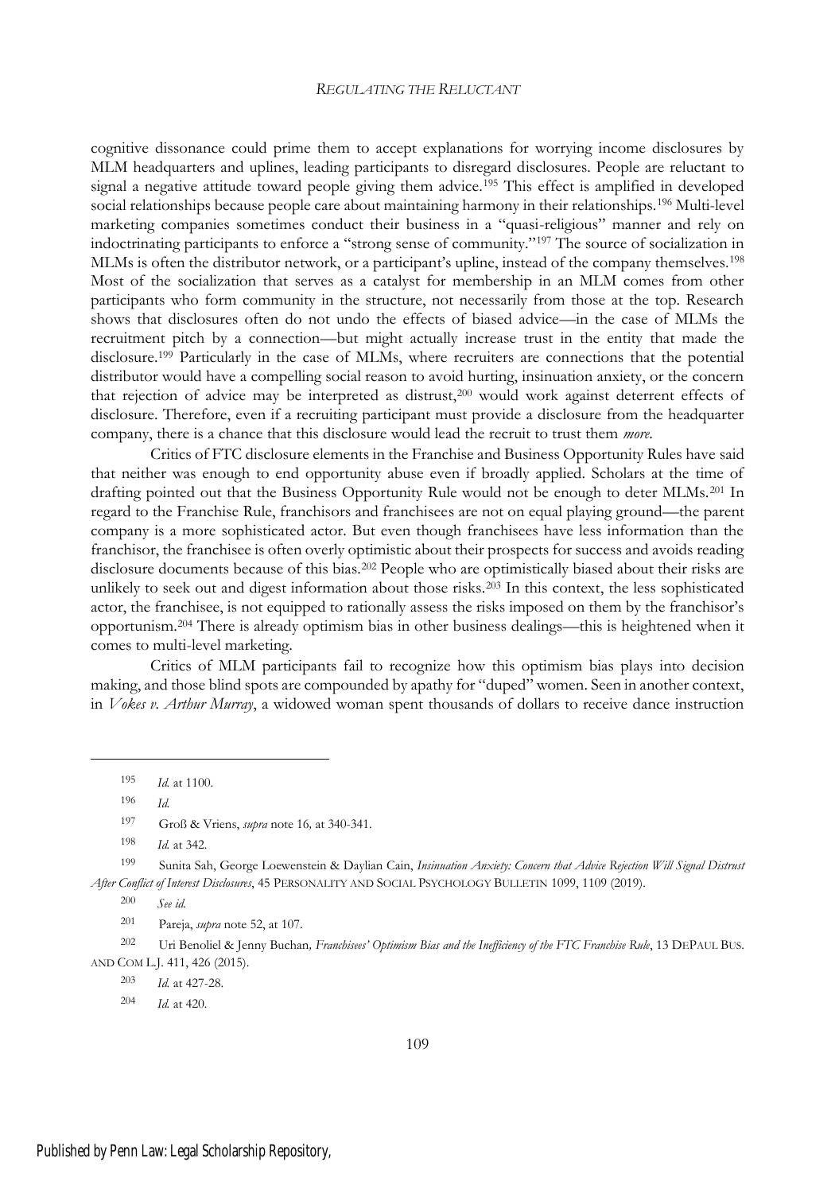cognitive dissonance could prime them to accept explanations for worrying income disclosures by MLM headquarters and uplines, leading participants to disregard disclosures. People are reluctant to signal a negative attitude toward people giving them advice.[195] This effect is amplified in developed social relationships because people care about maintaining harmony in their relationships.[196] Multi-level marketing companies sometimes conduct their business in a "quasi-religious" manner and rely on indoctrinating participants to enforce a "strong sense of community."[197] The source of socialization in MLMs is often the distributor network, or a participant's upline, instead of the company themselves.[198] Most of the socialization that serves as a catalyst for membership in an MLM comes from other participants who form community in the structure, not necessarily from those at the top. Research shows that disclosures often do not undo the effects of biased advice—in the case of MLMs the recruitment pitch by a connection—but might actually increase trust in the entity that made the disclosure.[199] Particularly in the case of MLMs, where recruiters are connections that the potential distributor would have a compelling social reason to avoid hurting, insinuation anxiety, or the concern that rejection of advice may be interpreted as distrust,[200] would work against deterrent effects of disclosure. Therefore, even if a recruiting participant must provide a disclosure from the headquarter company, there is a chance that this disclosure would lead the recruit to trust them *more*.

Critics of FTC disclosure elements in the Franchise and Business Opportunity Rules have said that neither was enough to end opportunity abuse even if broadly applied. Scholars at the time of drafting pointed out that the Business Opportunity Rule would not be enough to deter MLMs.[201] In regard to the Franchise Rule, franchisors and franchisees are not on equal playing ground—the parent company is a more sophisticated actor. But even though franchisees have less information than the franchisor, the franchisee is often overly optimistic about their prospects for success and avoids reading disclosure documents because of this bias.[202] People who are optimistically biased about their risks are unlikely to seek out and digest information about those risks.[203] In this context, the less sophisticated actor, the franchisee, is not equipped to rationally assess the risks imposed on them by the franchisor's opportunism.[204] There is already optimism bias in other business dealings—this is heightened when it comes to multi-level marketing.

Critics of MLM participants fail to recognize how this optimism bias plays into decision making, and those blind spots are compounded by apathy for "duped" women. Seen in another context, in *Vokes v. Arthur Murray*, a widowed woman spent thousands of dollars to receive dance instruction

---

195 *Id.* at 1100.

196 *Id.*

197 Groß & Vriens, *supra* note 16, at 340-341.

198 *Id.* at 342.

199 Sunita Sah, George Loewenstein & Daylian Cain, *Insinuation Anxiety: Concern that Advice Rejection Will Signal Distrust After Conflict of Interest Disclosures*, 45 PERSONALITY AND SOCIAL PSYCHOLOGY BULLETIN 1099, 1109 (2019).

200 *See id.*

201 Pareja, *supra* note 52, at 107.

202 Uri Benoliel & Jenny Buchan, *Franchisees' Optimism Bias and the Inefficiency of the FTC Franchise Rule*, 13 DEPAUL BUS. AND COM L.J. 411, 426 (2015).

203 *Id.* at 427-28.

204 *Id.* at 420.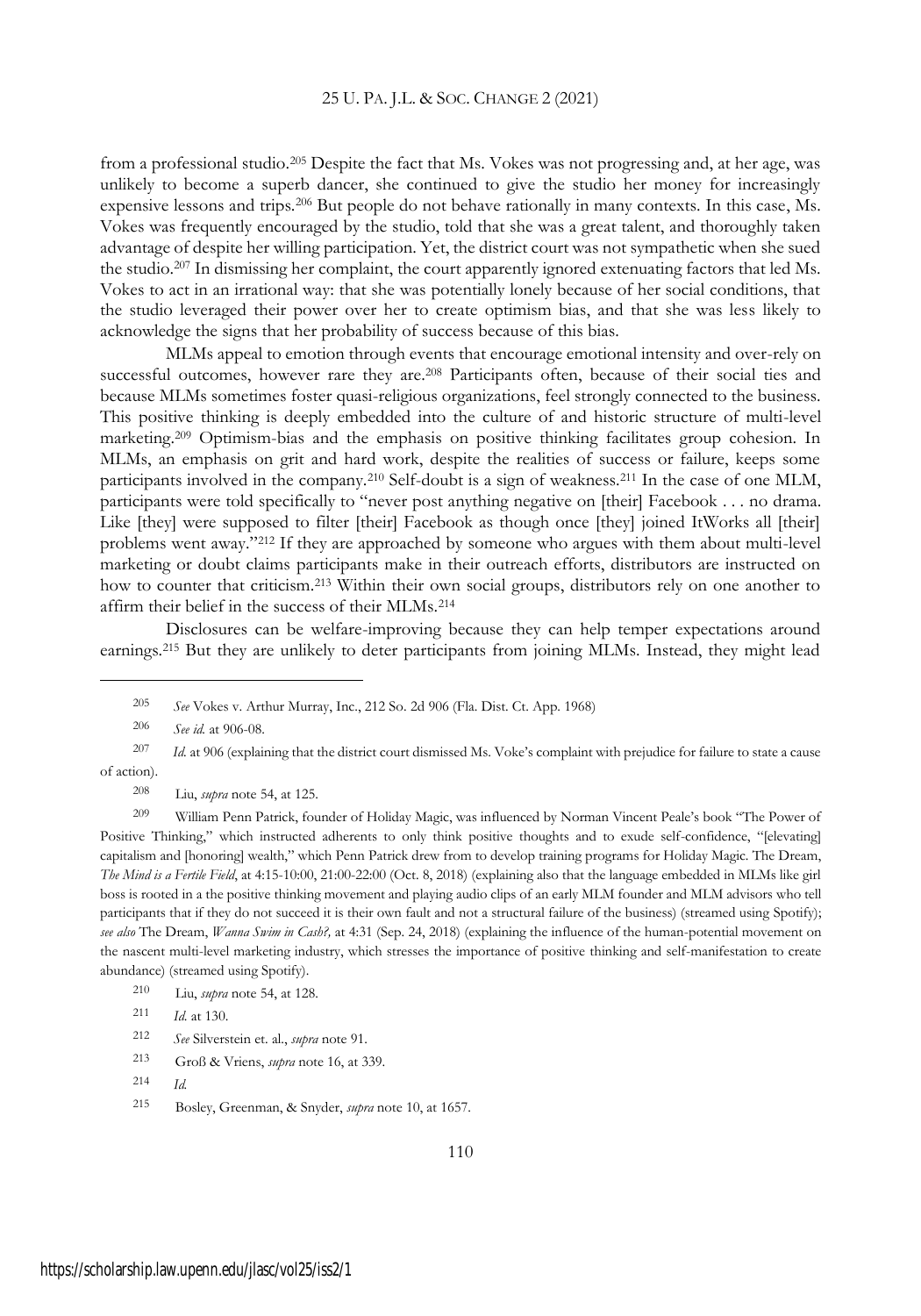from a professional studio.[205] Despite the fact that Ms. Vokes was not progressing and, at her age, was unlikely to become a superb dancer, she continued to give the studio her money for increasingly expensive lessons and trips.[206] But people do not behave rationally in many contexts. In this case, Ms. Vokes was frequently encouraged by the studio, told that she was a great talent, and thoroughly taken advantage of despite her willing participation. Yet, the district court was not sympathetic when she sued the studio.[207] In dismissing her complaint, the court apparently ignored extenuating factors that led Ms. Vokes to act in an irrational way: that she was potentially lonely because of her social conditions, that the studio leveraged their power over her to create optimism bias, and that she was less likely to acknowledge the signs that her probability of success because of this bias.

MLMs appeal to emotion through events that encourage emotional intensity and over-rely on successful outcomes, however rare they are.[208] Participants often, because of their social ties and because MLMs sometimes foster quasi-religious organizations, feel strongly connected to the business. This positive thinking is deeply embedded into the culture of and historic structure of multi-level marketing.[209] Optimism-bias and the emphasis on positive thinking facilitates group cohesion. In MLMs, an emphasis on grit and hard work, despite the realities of success or failure, keeps some participants involved in the company.[210] Self-doubt is a sign of weakness.[211] In the case of one MLM, participants were told specifically to "never post anything negative on [their] Facebook . . . no drama. Like [they] were supposed to filter [their] Facebook as though once [they] joined ItWorks all [their] problems went away."[212] If they are approached by someone who argues with them about multi-level marketing or doubt claims participants make in their outreach efforts, distributors are instructed on how to counter that criticism.[213] Within their own social groups, distributors rely on one another to affirm their belief in the success of their MLMs.[214]

Disclosures can be welfare-improving because they can help temper expectations around earnings.[215] But they are unlikely to deter participants from joining MLMs. Instead, they might lead

---

[205] *See* Vokes v. Arthur Murray, Inc., 212 So. 2d 906 (Fla. Dist. Ct. App. 1968)

[206] *See id.* at 906-08.

[207] *Id.* at 906 (explaining that the district court dismissed Ms. Voke's complaint with prejudice for failure to state a cause of action).

[208] Liu, *supra* note 54, at 125.

[209] William Penn Patrick, founder of Holiday Magic, was influenced by Norman Vincent Peale's book "The Power of Positive Thinking," which instructed adherents to only think positive thoughts and to exude self-confidence, "[elevating] capitalism and [honoring] wealth," which Penn Patrick drew from to develop training programs for Holiday Magic. The Dream, *The Mind is a Fertile Field*, at 4:15-10:00, 21:00-22:00 (Oct. 8, 2018) (explaining also that the language embedded in MLMs like girl boss is rooted in a the positive thinking movement and playing audio clips of an early MLM founder and MLM advisors who tell participants that if they do not succeed it is their own fault and not a structural failure of the business) (streamed using Spotify); *see also* The Dream, *Wanna Swim in Cash?,* at 4:31 (Sep. 24, 2018) (explaining the influence of the human-potential movement on the nascent multi-level marketing industry, which stresses the importance of positive thinking and self-manifestation to create abundance) (streamed using Spotify).

[210] Liu, *supra* note 54, at 128.

[211] *Id.* at 130.

[212] *See* Silverstein et. al., *supra* note 91.

[213] Groß & Vriens, *supra* note 16, at 339.

[214] *Id.*

[215] Bosley, Greenman, & Snyder, *supra* note 10, at 1657.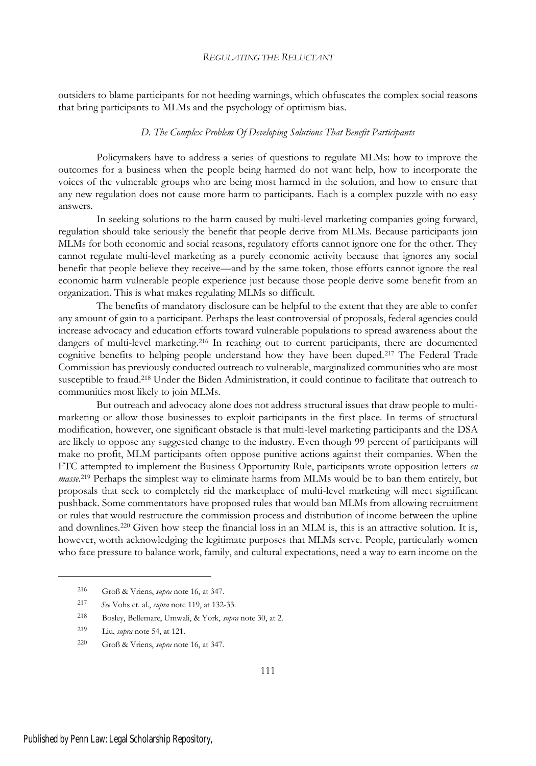outsiders to blame participants for not heeding warnings, which obfuscates the complex social reasons that bring participants to MLMs and the psychology of optimism bias.

### *D. The Complex Problem Of Developing Solutions That Benefit Participants*

Policymakers have to address a series of questions to regulate MLMs: how to improve the outcomes for a business when the people being harmed do not want help, how to incorporate the voices of the vulnerable groups who are being most harmed in the solution, and how to ensure that any new regulation does not cause more harm to participants. Each is a complex puzzle with no easy answers.

In seeking solutions to the harm caused by multi-level marketing companies going forward, regulation should take seriously the benefit that people derive from MLMs. Because participants join MLMs for both economic and social reasons, regulatory efforts cannot ignore one for the other. They cannot regulate multi-level marketing as a purely economic activity because that ignores any social benefit that people believe they receive—and by the same token, those efforts cannot ignore the real economic harm vulnerable people experience just because those people derive some benefit from an organization. This is what makes regulating MLMs so difficult.

The benefits of mandatory disclosure can be helpful to the extent that they are able to confer any amount of gain to a participant. Perhaps the least controversial of proposals, federal agencies could increase advocacy and education efforts toward vulnerable populations to spread awareness about the dangers of multi-level marketing.[216] In reaching out to current participants, there are documented cognitive benefits to helping people understand how they have been duped.[217] The Federal Trade Commission has previously conducted outreach to vulnerable, marginalized communities who are most susceptible to fraud.[218] Under the Biden Administration, it could continue to facilitate that outreach to communities most likely to join MLMs.

But outreach and advocacy alone does not address structural issues that draw people to multi-marketing or allow those businesses to exploit participants in the first place. In terms of structural modification, however, one significant obstacle is that multi-level marketing participants and the DSA are likely to oppose any suggested change to the industry. Even though 99 percent of participants will make no profit, MLM participants often oppose punitive actions against their companies. When the FTC attempted to implement the Business Opportunity Rule, participants wrote opposition letters *en masse*.[219] Perhaps the simplest way to eliminate harms from MLMs would be to ban them entirely, but proposals that seek to completely rid the marketplace of multi-level marketing will meet significant pushback. Some commentators have proposed rules that would ban MLMs from allowing recruitment or rules that would restructure the commission process and distribution of income between the upline and downlines.[220] Given how steep the financial loss in an MLM is, this is an attractive solution. It is, however, worth acknowledging the legitimate purposes that MLMs serve. People, particularly women who face pressure to balance work, family, and cultural expectations, need a way to earn income on the

---

216 Groß & Vriens, *supra* note 16, at 347.

217 *See* Vohs et. al., *supra* note 119, at 132-33.

218 Bosley, Bellemare, Umwali, & York, *supra* note 30, at 2.

219 Liu, *supra* note 54, at 121.

220 Groß & Vriens, *supra* note 16, at 347.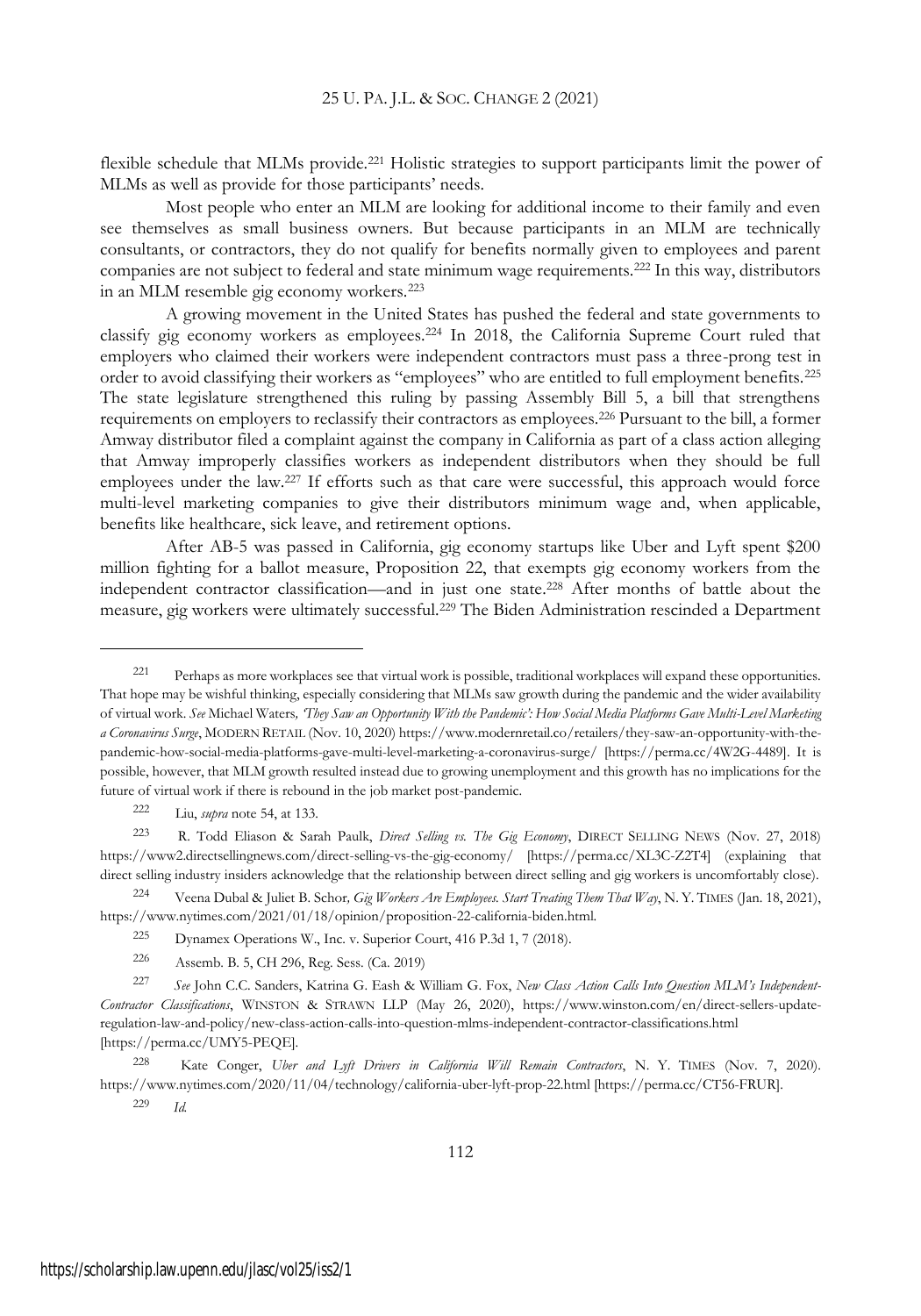flexible schedule that MLMs provide.[221] Holistic strategies to support participants limit the power of MLMs as well as provide for those participants' needs.

Most people who enter an MLM are looking for additional income to their family and even see themselves as small business owners. But because participants in an MLM are technically consultants, or contractors, they do not qualify for benefits normally given to employees and parent companies are not subject to federal and state minimum wage requirements.[222] In this way, distributors in an MLM resemble gig economy workers.[223]

A growing movement in the United States has pushed the federal and state governments to classify gig economy workers as employees.[224] In 2018, the California Supreme Court ruled that employers who claimed their workers were independent contractors must pass a three-prong test in order to avoid classifying their workers as "employees" who are entitled to full employment benefits.[225] The state legislature strengthened this ruling by passing Assembly Bill 5, a bill that strengthens requirements on employers to reclassify their contractors as employees.[226] Pursuant to the bill, a former Amway distributor filed a complaint against the company in California as part of a class action alleging that Amway improperly classifies workers as independent distributors when they should be full employees under the law.[227] If efforts such as that care were successful, this approach would force multi-level marketing companies to give their distributors minimum wage and, when applicable, benefits like healthcare, sick leave, and retirement options.

After AB-5 was passed in California, gig economy startups like Uber and Lyft spent $200 million fighting for a ballot measure, Proposition 22, that exempts gig economy workers from the independent contractor classification—and in just one state.[228] After months of battle about the measure, gig workers were ultimately successful.[229] The Biden Administration rescinded a Department

---

[221] Perhaps as more workplaces see that virtual work is possible, traditional workplaces will expand these opportunities. That hope may be wishful thinking, especially considering that MLMs saw growth during the pandemic and the wider availability of virtual work. *See* Michael Waters, *'They Saw an Opportunity With the Pandemic': How Social Media Platforms Gave Multi-Level Marketing a Coronavirus Surge*, MODERN RETAIL (Nov. 10, 2020) https://www.modernretail.co/retailers/they-saw-an-opportunity-with-the-pandemic-how-social-media-platforms-gave-multi-level-marketing-a-coronavirus-surge/ [https://perma.cc/4W2G-4489]. It is possible, however, that MLM growth resulted instead due to growing unemployment and this growth has no implications for the future of virtual work if there is rebound in the job market post-pandemic.

[222] Liu, *supra* note 54, at 133.

[223] R. Todd Eliason & Sarah Paulk, *Direct Selling vs. The Gig Economy*, DIRECT SELLING NEWS (Nov. 27, 2018) https://www2.directsellingnews.com/direct-selling-vs-the-gig-economy/ [https://perma.cc/XL3C-Z2T4] (explaining that direct selling industry insiders acknowledge that the relationship between direct selling and gig workers is uncomfortably close).

[224] Veena Dubal & Juliet B. Schor*, Gig Workers Are Employees. Start Treating Them That Way*, N. Y. TIMES (Jan. 18, 2021), https://www.nytimes.com/2021/01/18/opinion/proposition-22-california-biden.html.

[225] Dynamex Operations W., Inc. v. Superior Court, 416 P.3d 1, 7 (2018).

[226] Assemb. B. 5, CH 296, Reg. Sess. (Ca. 2019)

[227] *See* John C.C. Sanders, Katrina G. Eash & William G. Fox, *New Class Action Calls Into Question MLM's Independent-Contractor Classifications*, WINSTON & STRAWN LLP (May 26, 2020), https://www.winston.com/en/direct-sellers-update-regulation-law-and-policy/new-class-action-calls-into-question-mlms-independent-contractor-classifications.html [https://perma.cc/UMY5-PEQE].

[228] Kate Conger, *Uber and Lyft Drivers in California Will Remain Contractors*, N. Y. TIMES (Nov. 7, 2020). https://www.nytimes.com/2020/11/04/technology/california-uber-lyft-prop-22.html [https://perma.cc/CT56-FRUR].

[229] *Id.*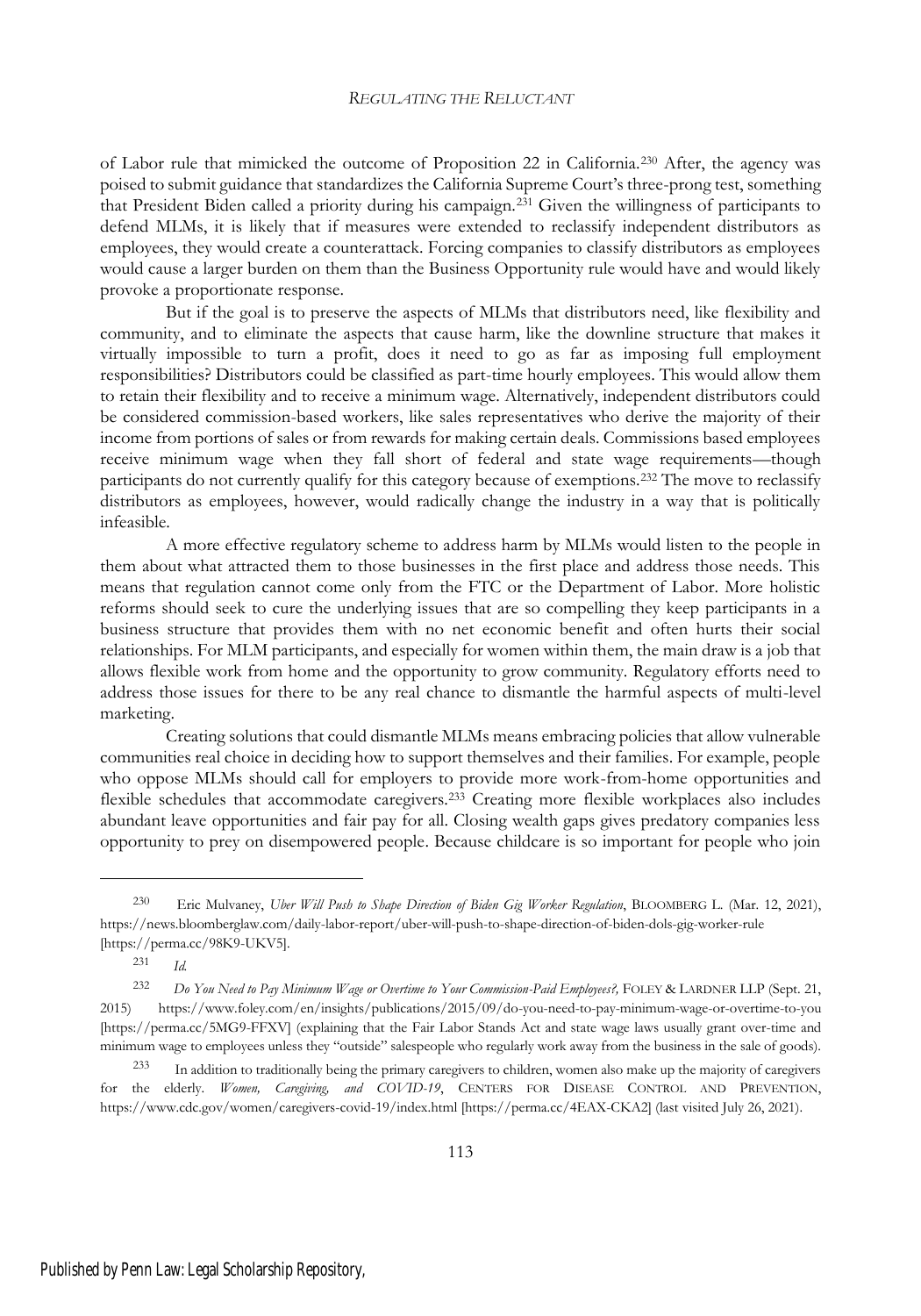of Labor rule that mimicked the outcome of Proposition 22 in California.[230] After, the agency was poised to submit guidance that standardizes the California Supreme Court's three-prong test, something that President Biden called a priority during his campaign.[231] Given the willingness of participants to defend MLMs, it is likely that if measures were extended to reclassify independent distributors as employees, they would create a counterattack. Forcing companies to classify distributors as employees would cause a larger burden on them than the Business Opportunity rule would have and would likely provoke a proportionate response.

But if the goal is to preserve the aspects of MLMs that distributors need, like flexibility and community, and to eliminate the aspects that cause harm, like the downline structure that makes it virtually impossible to turn a profit, does it need to go as far as imposing full employment responsibilities? Distributors could be classified as part-time hourly employees. This would allow them to retain their flexibility and to receive a minimum wage. Alternatively, independent distributors could be considered commission-based workers, like sales representatives who derive the majority of their income from portions of sales or from rewards for making certain deals. Commissions based employees receive minimum wage when they fall short of federal and state wage requirements—though participants do not currently qualify for this category because of exemptions.[232] The move to reclassify distributors as employees, however, would radically change the industry in a way that is politically infeasible.

A more effective regulatory scheme to address harm by MLMs would listen to the people in them about what attracted them to those businesses in the first place and address those needs. This means that regulation cannot come only from the FTC or the Department of Labor. More holistic reforms should seek to cure the underlying issues that are so compelling they keep participants in a business structure that provides them with no net economic benefit and often hurts their social relationships. For MLM participants, and especially for women within them, the main draw is a job that allows flexible work from home and the opportunity to grow community. Regulatory efforts need to address those issues for there to be any real chance to dismantle the harmful aspects of multi-level marketing.

Creating solutions that could dismantle MLMs means embracing policies that allow vulnerable communities real choice in deciding how to support themselves and their families. For example, people who oppose MLMs should call for employers to provide more work-from-home opportunities and flexible schedules that accommodate caregivers.[233] Creating more flexible workplaces also includes abundant leave opportunities and fair pay for all. Closing wealth gaps gives predatory companies less opportunity to prey on disempowered people. Because childcare is so important for people who join

---

[230] Eric Mulvaney, *Uber Will Push to Shape Direction of Biden Gig Worker Regulation*, BLOOMBERG L. (Mar. 12, 2021), https://news.bloomberglaw.com/daily-labor-report/uber-will-push-to-shape-direction-of-biden-dols-gig-worker-rule [https://perma.cc/98K9-UKV5].

[231] *Id.*

[232] *Do You Need to Pay Minimum Wage or Overtime to Your Commission-Paid Employees?,* FOLEY & LARDNER LLP (Sept. 21, 2015) https://www.foley.com/en/insights/publications/2015/09/do-you-need-to-pay-minimum-wage-or-overtime-to-you [https://perma.cc/5MG9-FFXV] (explaining that the Fair Labor Stands Act and state wage laws usually grant over-time and minimum wage to employees unless they "outside" salespeople who regularly work away from the business in the sale of goods).

[233] In addition to traditionally being the primary caregivers to children, women also make up the majority of caregivers for the elderly. *Women, Caregiving, and COVID-19*, CENTERS FOR DISEASE CONTROL AND PREVENTION, https://www.cdc.gov/women/caregivers-covid-19/index.html [https://perma.cc/4EAX-CKA2] (last visited July 26, 2021).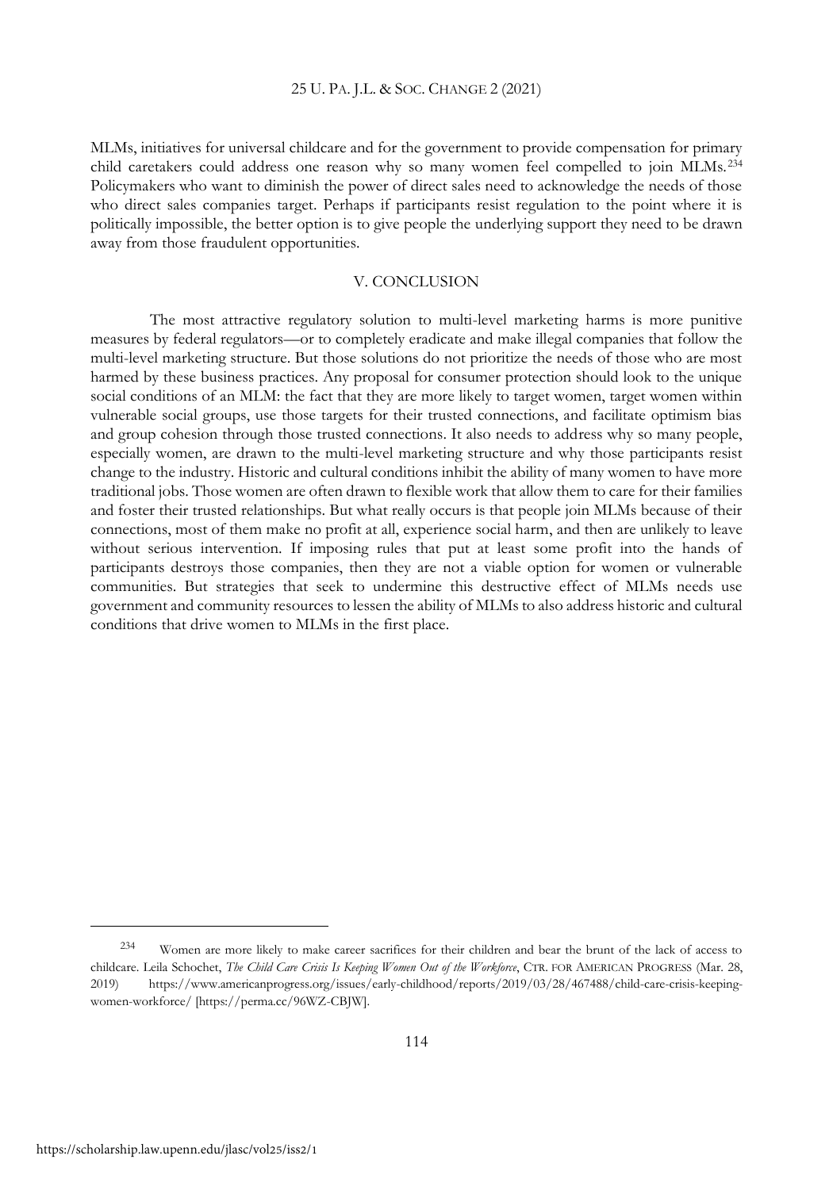MLMs, initiatives for universal childcare and for the government to provide compensation for primary child caretakers could address one reason why so many women feel compelled to join MLMs.[234] Policymakers who want to diminish the power of direct sales need to acknowledge the needs of those who direct sales companies target. Perhaps if participants resist regulation to the point where it is politically impossible, the better option is to give people the underlying support they need to be drawn away from those fraudulent opportunities.

## V. CONCLUSION

The most attractive regulatory solution to multi-level marketing harms is more punitive measures by federal regulators—or to completely eradicate and make illegal companies that follow the multi-level marketing structure. But those solutions do not prioritize the needs of those who are most harmed by these business practices. Any proposal for consumer protection should look to the unique social conditions of an MLM: the fact that they are more likely to target women, target women within vulnerable social groups, use those targets for their trusted connections, and facilitate optimism bias and group cohesion through those trusted connections. It also needs to address why so many people, especially women, are drawn to the multi-level marketing structure and why those participants resist change to the industry. Historic and cultural conditions inhibit the ability of many women to have more traditional jobs. Those women are often drawn to flexible work that allow them to care for their families and foster their trusted relationships. But what really occurs is that people join MLMs because of their connections, most of them make no profit at all, experience social harm, and then are unlikely to leave without serious intervention. If imposing rules that put at least some profit into the hands of participants destroys those companies, then they are not a viable option for women or vulnerable communities. But strategies that seek to undermine this destructive effect of MLMs needs use government and community resources to lessen the ability of MLMs to also address historic and cultural conditions that drive women to MLMs in the first place.

---

[234] Women are more likely to make career sacrifices for their children and bear the brunt of the lack of access to childcare. Leila Schochet, *The Child Care Crisis Is Keeping Women Out of the Workforce*, CTR. FOR AMERICAN PROGRESS (Mar. 28, 2019) https://www.americanprogress.org/issues/early-childhood/reports/2019/03/28/467488/child-care-crisis-keeping-women-workforce/ [https://perma.cc/96WZ-CBJW].